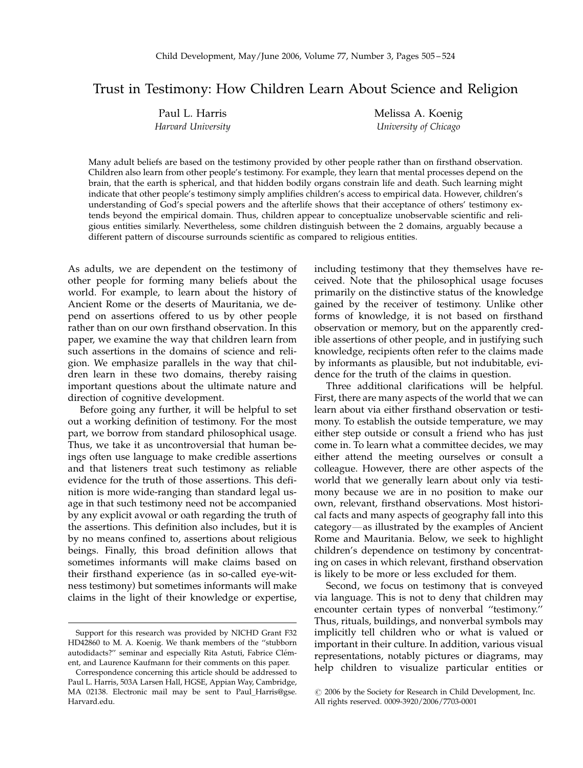# Trust in Testimony: How Children Learn About Science and Religion

Paul L. Harris
*Harvard University*

Melissa A. Koenig
*University of Chicago*

Many adult beliefs are based on the testimony provided by other people rather than on firsthand observation. Children also learn from other people's testimony. For example, they learn that mental processes depend on the brain, that the earth is spherical, and that hidden bodily organs constrain life and death. Such learning might indicate that other people's testimony simply amplifies children's access to empirical data. However, children's understanding of God's special powers and the afterlife shows that their acceptance of others' testimony extends beyond the empirical domain. Thus, children appear to conceptualize unobservable scientific and religious entities similarly. Nevertheless, some children distinguish between the 2 domains, arguably because a different pattern of discourse surrounds scientific as compared to religious entities.

As adults, we are dependent on the testimony of other people for forming many beliefs about the world. For example, to learn about the history of Ancient Rome or the deserts of Mauritania, we depend on assertions offered to us by other people rather than on our own firsthand observation. In this paper, we examine the way that children learn from such assertions in the domains of science and religion. We emphasize parallels in the way that children learn in these two domains, thereby raising important questions about the ultimate nature and direction of cognitive development.

Before going any further, it will be helpful to set out a working definition of testimony. For the most part, we borrow from standard philosophical usage. Thus, we take it as uncontroversial that human beings often use language to make credible assertions and that listeners treat such testimony as reliable evidence for the truth of those assertions. This definition is more wide-ranging than standard legal usage in that such testimony need not be accompanied by any explicit avowal or oath regarding the truth of the assertions. This definition also includes, but it is by no means confined to, assertions about religious beings. Finally, this broad definition allows that sometimes informants will make claims based on their firsthand experience (as in so-called eye-witness testimony) but sometimes informants will make claims in the light of their knowledge or expertise, including testimony that they themselves have received. Note that the philosophical usage focuses primarily on the distinctive status of the knowledge gained by the receiver of testimony. Unlike other forms of knowledge, it is not based on firsthand observation or memory, but on the apparently credible assertions of other people, and in justifying such knowledge, recipients often refer to the claims made by informants as plausible, but not indubitable, evidence for the truth of the claims in question.

Three additional clarifications will be helpful. First, there are many aspects of the world that we can learn about via either firsthand observation or testimony. To establish the outside temperature, we may either step outside or consult a friend who has just come in. To learn what a committee decides, we may either attend the meeting ourselves or consult a colleague. However, there are other aspects of the world that we generally learn about only via testimony because we are in no position to make our own, relevant, firsthand observations. Most historical facts and many aspects of geography fall into this category—as illustrated by the examples of Ancient Rome and Mauritania. Below, we seek to highlight children's dependence on testimony by concentrating on cases in which relevant, firsthand observation is likely to be more or less excluded for them.

Second, we focus on testimony that is conveyed via language. This is not to deny that children may encounter certain types of nonverbal "testimony." Thus, rituals, buildings, and nonverbal symbols may implicitly tell children who or what is valued or important in their culture. In addition, various visual representations, notably pictures or diagrams, may help children to visualize particular entities or

---

Support for this research was provided by NICHD Grant F32 HD42860 to M. A. Koenig. We thank members of the "stubborn autodidacts?" seminar and especially Rita Astuti, Fabrice Clément, and Laurence Kaufmann for their comments on this paper.

Correspondence concerning this article should be addressed to Paul L. Harris, 503A Larsen Hall, HGSE, Appian Way, Cambridge, MA 02138. Electronic mail may be sent to Paul_Harris@gse.Harvard.edu.

© 2006 by the Society for Research in Child Development, Inc. All rights reserved. 0009-3920/2006/7703-0001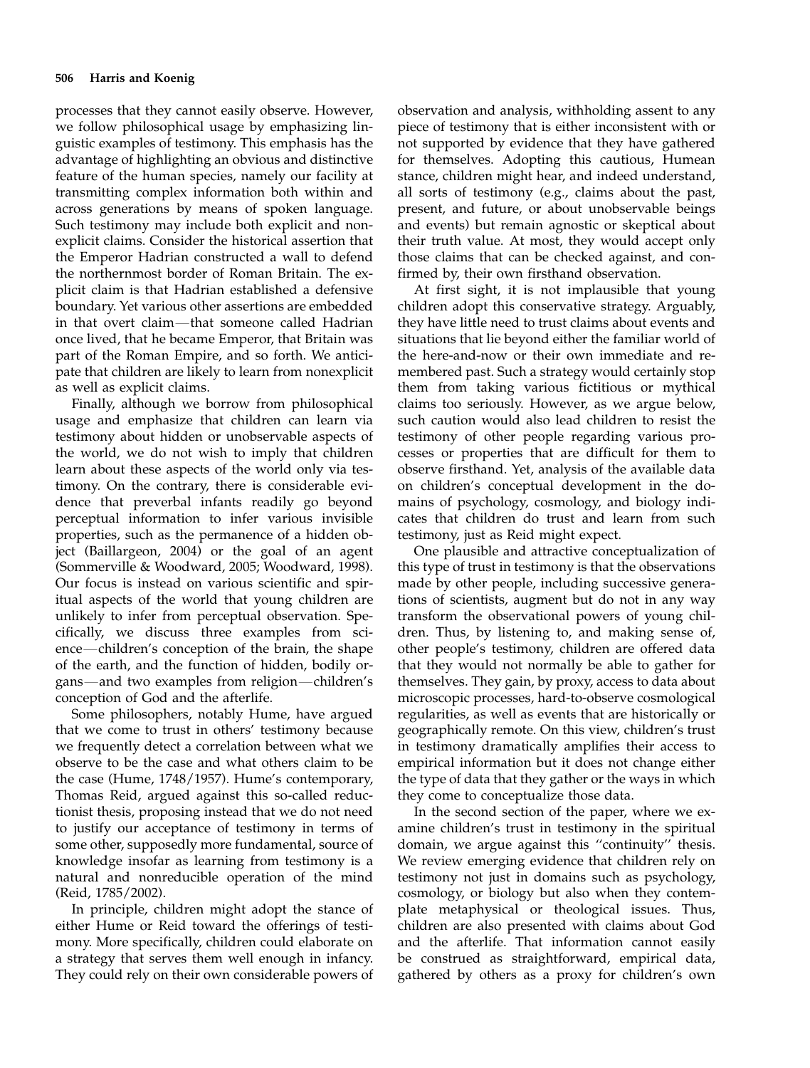processes that they cannot easily observe. However, we follow philosophical usage by emphasizing linguistic examples of testimony. This emphasis has the advantage of highlighting an obvious and distinctive feature of the human species, namely our facility at transmitting complex information both within and across generations by means of spoken language. Such testimony may include both explicit and nonexplicit claims. Consider the historical assertion that the Emperor Hadrian constructed a wall to defend the northernmost border of Roman Britain. The explicit claim is that Hadrian established a defensive boundary. Yet various other assertions are embedded in that overt claim—that someone called Hadrian once lived, that he became Emperor, that Britain was part of the Roman Empire, and so forth. We anticipate that children are likely to learn from nonexplicit as well as explicit claims.

Finally, although we borrow from philosophical usage and emphasize that children can learn via testimony about hidden or unobservable aspects of the world, we do not wish to imply that children learn about these aspects of the world only via testimony. On the contrary, there is considerable evidence that preverbal infants readily go beyond perceptual information to infer various invisible properties, such as the permanence of a hidden object (Baillargeon, 2004) or the goal of an agent (Sommerville & Woodward, 2005; Woodward, 1998). Our focus is instead on various scientific and spiritual aspects of the world that young children are unlikely to infer from perceptual observation. Specifically, we discuss three examples from science—children's conception of the brain, the shape of the earth, and the function of hidden, bodily organs—and two examples from religion—children's conception of God and the afterlife.

Some philosophers, notably Hume, have argued that we come to trust in others' testimony because we frequently detect a correlation between what we observe to be the case and what others claim to be the case (Hume, 1748/1957). Hume's contemporary, Thomas Reid, argued against this so-called reductionist thesis, proposing instead that we do not need to justify our acceptance of testimony in terms of some other, supposedly more fundamental, source of knowledge insofar as learning from testimony is a natural and nonreducible operation of the mind (Reid, 1785/2002).

In principle, children might adopt the stance of either Hume or Reid toward the offerings of testimony. More specifically, children could elaborate on a strategy that serves them well enough in infancy. They could rely on their own considerable powers of observation and analysis, withholding assent to any piece of testimony that is either inconsistent with or not supported by evidence that they have gathered for themselves. Adopting this cautious, Humean stance, children might hear, and indeed understand, all sorts of testimony (e.g., claims about the past, present, and future, or about unobservable beings and events) but remain agnostic or skeptical about their truth value. At most, they would accept only those claims that can be checked against, and confirmed by, their own firsthand observation.

At first sight, it is not implausible that young children adopt this conservative strategy. Arguably, they have little need to trust claims about events and situations that lie beyond either the familiar world of the here-and-now or their own immediate and remembered past. Such a strategy would certainly stop them from taking various fictitious or mythical claims too seriously. However, as we argue below, such caution would also lead children to resist the testimony of other people regarding various processes or properties that are difficult for them to observe firsthand. Yet, analysis of the available data on children's conceptual development in the domains of psychology, cosmology, and biology indicates that children do trust and learn from such testimony, just as Reid might expect.

One plausible and attractive conceptualization of this type of trust in testimony is that the observations made by other people, including successive generations of scientists, augment but do not in any way transform the observational powers of young children. Thus, by listening to, and making sense of, other people's testimony, children are offered data that they would not normally be able to gather for themselves. They gain, by proxy, access to data about microscopic processes, hard-to-observe cosmological regularities, as well as events that are historically or geographically remote. On this view, children's trust in testimony dramatically amplifies their access to empirical information but it does not change either the type of data that they gather or the ways in which they come to conceptualize those data.

In the second section of the paper, where we examine children's trust in testimony in the spiritual domain, we argue against this "continuity" thesis. We review emerging evidence that children rely on testimony not just in domains such as psychology, cosmology, or biology but also when they contemplate metaphysical or theological issues. Thus, children are also presented with claims about God and the afterlife. That information cannot easily be construed as straightforward, empirical data, gathered by others as a proxy for children's own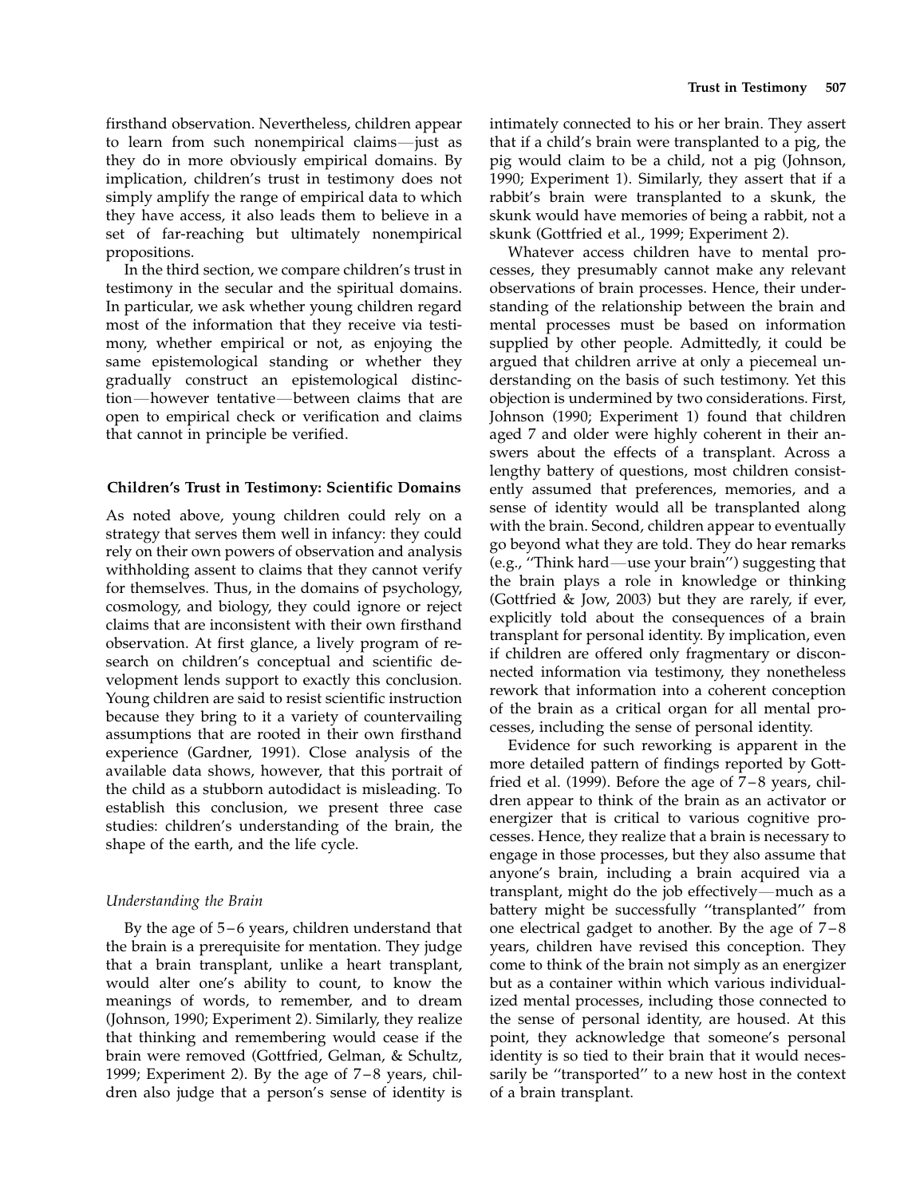firsthand observation. Nevertheless, children appear to learn from such nonempirical claims—just as they do in more obviously empirical domains. By implication, children's trust in testimony does not simply amplify the range of empirical data to which they have access, it also leads them to believe in a set of far-reaching but ultimately nonempirical propositions.

In the third section, we compare children's trust in testimony in the secular and the spiritual domains. In particular, we ask whether young children regard most of the information that they receive via testimony, whether empirical or not, as enjoying the same epistemological standing or whether they gradually construct an epistemological distinction—however tentative—between claims that are open to empirical check or verification and claims that cannot in principle be verified.

## Children's Trust in Testimony: Scientific Domains

As noted above, young children could rely on a strategy that serves them well in infancy: they could rely on their own powers of observation and analysis withholding assent to claims that they cannot verify for themselves. Thus, in the domains of psychology, cosmology, and biology, they could ignore or reject claims that are inconsistent with their own firsthand observation. At first glance, a lively program of research on children's conceptual and scientific development lends support to exactly this conclusion. Young children are said to resist scientific instruction because they bring to it a variety of countervailing assumptions that are rooted in their own firsthand experience (Gardner, 1991). Close analysis of the available data shows, however, that this portrait of the child as a stubborn autodidact is misleading. To establish this conclusion, we present three case studies: children's understanding of the brain, the shape of the earth, and the life cycle.

### *Understanding the Brain*

By the age of 5–6 years, children understand that the brain is a prerequisite for mentation. They judge that a brain transplant, unlike a heart transplant, would alter one's ability to count, to know the meanings of words, to remember, and to dream (Johnson, 1990; Experiment 2). Similarly, they realize that thinking and remembering would cease if the brain were removed (Gottfried, Gelman, & Schultz, 1999; Experiment 2). By the age of 7–8 years, children also judge that a person's sense of identity is intimately connected to his or her brain. They assert that if a child's brain were transplanted to a pig, the pig would claim to be a child, not a pig (Johnson, 1990; Experiment 1). Similarly, they assert that if a rabbit's brain were transplanted to a skunk, the skunk would have memories of being a rabbit, not a skunk (Gottfried et al., 1999; Experiment 2).

Whatever access children have to mental processes, they presumably cannot make any relevant observations of brain processes. Hence, their understanding of the relationship between the brain and mental processes must be based on information supplied by other people. Admittedly, it could be argued that children arrive at only a piecemeal understanding on the basis of such testimony. Yet this objection is undermined by two considerations. First, Johnson (1990; Experiment 1) found that children aged 7 and older were highly coherent in their answers about the effects of a transplant. Across a lengthy battery of questions, most children consistently assumed that preferences, memories, and a sense of identity would all be transplanted along with the brain. Second, children appear to eventually go beyond what they are told. They do hear remarks (e.g., "Think hard—use your brain") suggesting that the brain plays a role in knowledge or thinking (Gottfried & Jow, 2003) but they are rarely, if ever, explicitly told about the consequences of a brain transplant for personal identity. By implication, even if children are offered only fragmentary or disconnected information via testimony, they nonetheless rework that information into a coherent conception of the brain as a critical organ for all mental processes, including the sense of personal identity.

Evidence for such reworking is apparent in the more detailed pattern of findings reported by Gottfried et al. (1999). Before the age of 7–8 years, children appear to think of the brain as an activator or energizer that is critical to various cognitive processes. Hence, they realize that a brain is necessary to engage in those processes, but they also assume that anyone's brain, including a brain acquired via a transplant, might do the job effectively—much as a battery might be successfully "transplanted" from one electrical gadget to another. By the age of 7–8 years, children have revised this conception. They come to think of the brain not simply as an energizer but as a container within which various individualized mental processes, including those connected to the sense of personal identity, are housed. At this point, they acknowledge that someone's personal identity is so tied to their brain that it would necessarily be "transported" to a new host in the context of a brain transplant.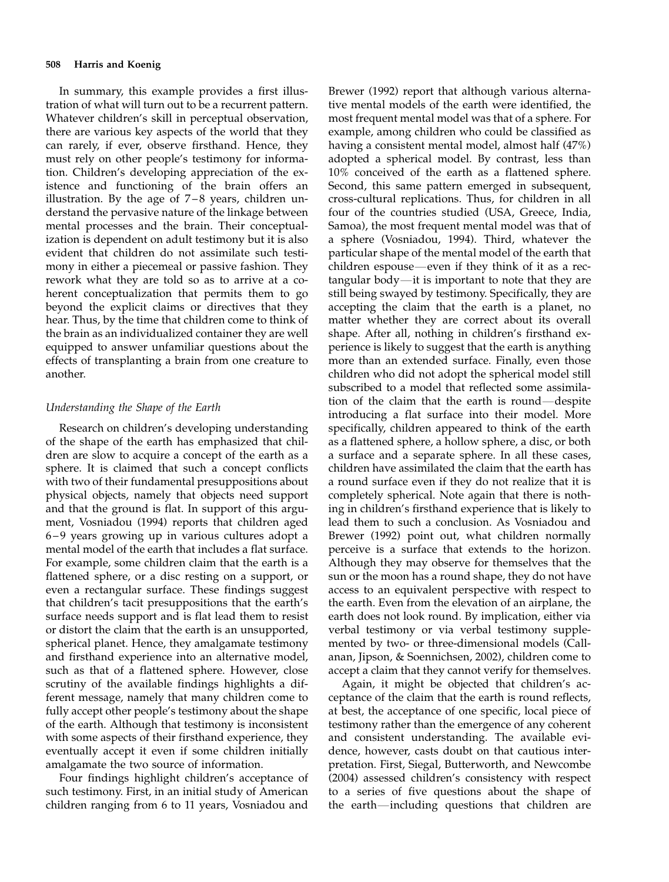In summary, this example provides a first illustration of what will turn out to be a recurrent pattern. Whatever children's skill in perceptual observation, there are various key aspects of the world that they can rarely, if ever, observe firsthand. Hence, they must rely on other people's testimony for information. Children's developing appreciation of the existence and functioning of the brain offers an illustration. By the age of 7–8 years, children understand the pervasive nature of the linkage between mental processes and the brain. Their conceptualization is dependent on adult testimony but it is also evident that children do not assimilate such testimony in either a piecemeal or passive fashion. They rework what they are told so as to arrive at a coherent conceptualization that permits them to go beyond the explicit claims or directives that they hear. Thus, by the time that children come to think of the brain as an individualized container they are well equipped to answer unfamiliar questions about the effects of transplanting a brain from one creature to another.

### *Understanding the Shape of the Earth*

Research on children's developing understanding of the shape of the earth has emphasized that children are slow to acquire a concept of the earth as a sphere. It is claimed that such a concept conflicts with two of their fundamental presuppositions about physical objects, namely that objects need support and that the ground is flat. In support of this argument, Vosniadou (1994) reports that children aged 6–9 years growing up in various cultures adopt a mental model of the earth that includes a flat surface. For example, some children claim that the earth is a flattened sphere, or a disc resting on a support, or even a rectangular surface. These findings suggest that children's tacit presuppositions that the earth's surface needs support and is flat lead them to resist or distort the claim that the earth is an unsupported, spherical planet. Hence, they amalgamate testimony and firsthand experience into an alternative model, such as that of a flattened sphere. However, close scrutiny of the available findings highlights a different message, namely that many children come to fully accept other people's testimony about the shape of the earth. Although that testimony is inconsistent with some aspects of their firsthand experience, they eventually accept it even if some children initially amalgamate the two source of information.

Four findings highlight children's acceptance of such testimony. First, in an initial study of American children ranging from 6 to 11 years, Vosniadou and Brewer (1992) report that although various alternative mental models of the earth were identified, the most frequent mental model was that of a sphere. For example, among children who could be classified as having a consistent mental model, almost half (47%) adopted a spherical model. By contrast, less than 10% conceived of the earth as a flattened sphere. Second, this same pattern emerged in subsequent, cross-cultural replications. Thus, for children in all four of the countries studied (USA, Greece, India, Samoa), the most frequent mental model was that of a sphere (Vosniadou, 1994). Third, whatever the particular shape of the mental model of the earth that children espouse—even if they think of it as a rectangular body—it is important to note that they are still being swayed by testimony. Specifically, they are accepting the claim that the earth is a planet, no matter whether they are correct about its overall shape. After all, nothing in children's firsthand experience is likely to suggest that the earth is anything more than an extended surface. Finally, even those children who did not adopt the spherical model still subscribed to a model that reflected some assimilation of the claim that the earth is round—despite introducing a flat surface into their model. More specifically, children appeared to think of the earth as a flattened sphere, a hollow sphere, a disc, or both a surface and a separate sphere. In all these cases, children have assimilated the claim that the earth has a round surface even if they do not realize that it is completely spherical. Note again that there is nothing in children's firsthand experience that is likely to lead them to such a conclusion. As Vosniadou and Brewer (1992) point out, what children normally perceive is a surface that extends to the horizon. Although they may observe for themselves that the sun or the moon has a round shape, they do not have access to an equivalent perspective with respect to the earth. Even from the elevation of an airplane, the earth does not look round. By implication, either via verbal testimony or via verbal testimony supplemented by two- or three-dimensional models (Callanan, Jipson, & Soennichsen, 2002), children come to accept a claim that they cannot verify for themselves.

Again, it might be objected that children's acceptance of the claim that the earth is round reflects, at best, the acceptance of one specific, local piece of testimony rather than the emergence of any coherent and consistent understanding. The available evidence, however, casts doubt on that cautious interpretation. First, Siegal, Butterworth, and Newcombe (2004) assessed children's consistency with respect to a series of five questions about the shape of the earth—including questions that children are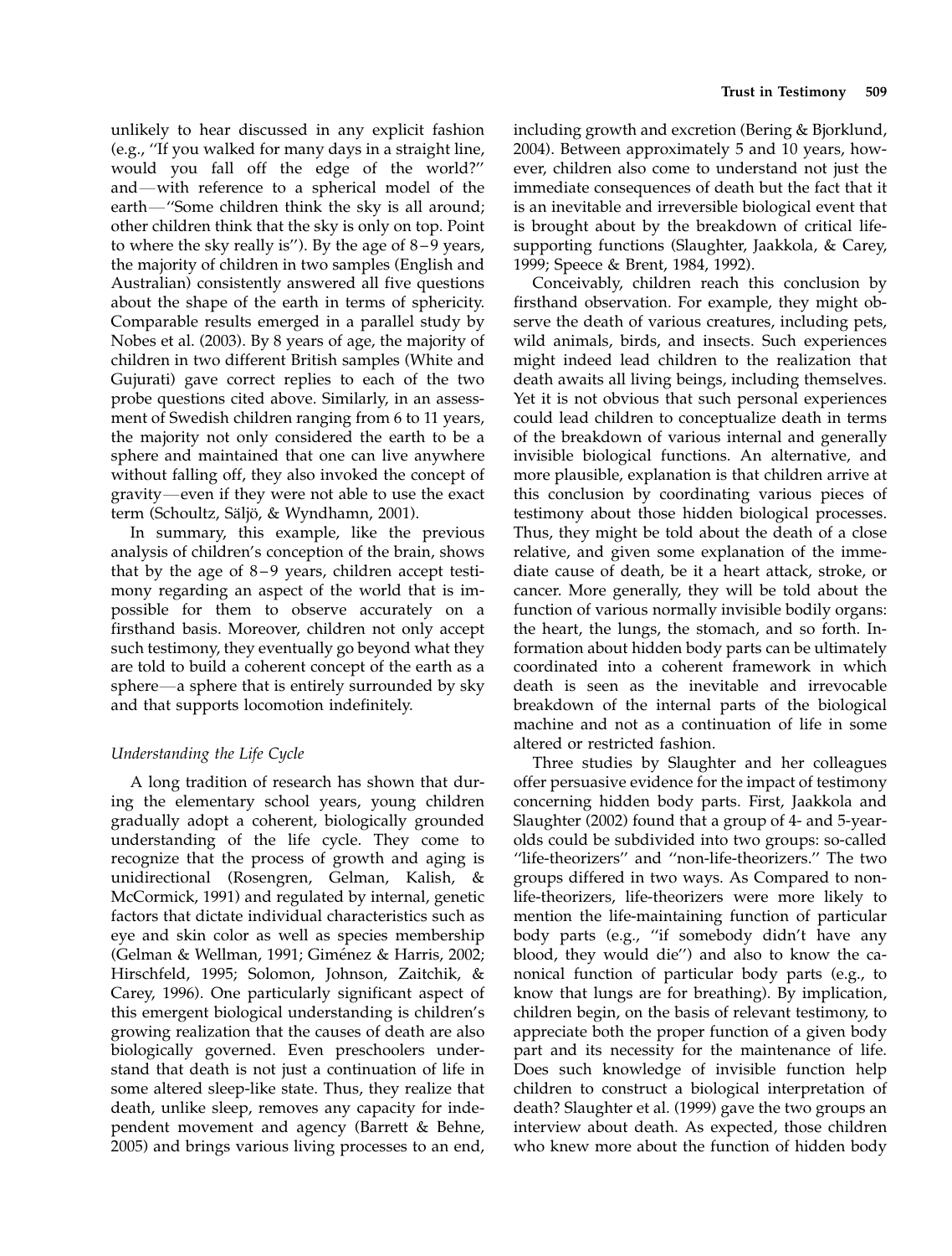unlikely to hear discussed in any explicit fashion (e.g., ''If you walked for many days in a straight line, would you fall off the edge of the world?'' and—with reference to a spherical model of the earth—''Some children think the sky is all around; other children think that the sky is only on top. Point to where the sky really is''). By the age of 8–9 years, the majority of children in two samples (English and Australian) consistently answered all five questions about the shape of the earth in terms of sphericity. Comparable results emerged in a parallel study by Nobes et al. (2003). By 8 years of age, the majority of children in two different British samples (White and Gujurati) gave correct replies to each of the two probe questions cited above. Similarly, in an assessment of Swedish children ranging from 6 to 11 years, the majority not only considered the earth to be a sphere and maintained that one can live anywhere without falling off, they also invoked the concept of gravity—even if they were not able to use the exact term (Schoultz, Säljö, & Wyndhamn, 2001).

In summary, this example, like the previous analysis of children's conception of the brain, shows that by the age of 8–9 years, children accept testimony regarding an aspect of the world that is impossible for them to observe accurately on a firsthand basis. Moreover, children not only accept such testimony, they eventually go beyond what they are told to build a coherent concept of the earth as a sphere—a sphere that is entirely surrounded by sky and that supports locomotion indefinitely.

### *Understanding the Life Cycle*

A long tradition of research has shown that during the elementary school years, young children gradually adopt a coherent, biologically grounded understanding of the life cycle. They come to recognize that the process of growth and aging is unidirectional (Rosengren, Gelman, Kalish, & McCormick, 1991) and regulated by internal, genetic factors that dictate individual characteristics such as eye and skin color as well as species membership (Gelman & Wellman, 1991; Giménez & Harris, 2002; Hirschfeld, 1995; Solomon, Johnson, Zaitchik, & Carey, 1996). One particularly significant aspect of this emergent biological understanding is children's growing realization that the causes of death are also biologically governed. Even preschoolers understand that death is not just a continuation of life in some altered sleep-like state. Thus, they realize that death, unlike sleep, removes any capacity for independent movement and agency (Barrett & Behne, 2005) and brings various living processes to an end, including growth and excretion (Bering & Bjorklund, 2004). Between approximately 5 and 10 years, however, children also come to understand not just the immediate consequences of death but the fact that it is an inevitable and irreversible biological event that is brought about by the breakdown of critical life-supporting functions (Slaughter, Jaakkola, & Carey, 1999; Speece & Brent, 1984, 1992).

Conceivably, children reach this conclusion by firsthand observation. For example, they might observe the death of various creatures, including pets, wild animals, birds, and insects. Such experiences might indeed lead children to the realization that death awaits all living beings, including themselves. Yet it is not obvious that such personal experiences could lead children to conceptualize death in terms of the breakdown of various internal and generally invisible biological functions. An alternative, and more plausible, explanation is that children arrive at this conclusion by coordinating various pieces of testimony about those hidden biological processes. Thus, they might be told about the death of a close relative, and given some explanation of the immediate cause of death, be it a heart attack, stroke, or cancer. More generally, they will be told about the function of various normally invisible bodily organs: the heart, the lungs, the stomach, and so forth. Information about hidden body parts can be ultimately coordinated into a coherent framework in which death is seen as the inevitable and irrevocable breakdown of the internal parts of the biological machine and not as a continuation of life in some altered or restricted fashion.

Three studies by Slaughter and her colleagues offer persuasive evidence for the impact of testimony concerning hidden body parts. First, Jaakkola and Slaughter (2002) found that a group of 4- and 5-year-olds could be subdivided into two groups: so-called ''life-theorizers'' and ''non-life-theorizers.'' The two groups differed in two ways. As Compared to non-life-theorizers, life-theorizers were more likely to mention the life-maintaining function of particular body parts (e.g., ''if somebody didn't have any blood, they would die'') and also to know the canonical function of particular body parts (e.g., to know that lungs are for breathing). By implication, children begin, on the basis of relevant testimony, to appreciate both the proper function of a given body part and its necessity for the maintenance of life. Does such knowledge of invisible function help children to construct a biological interpretation of death? Slaughter et al. (1999) gave the two groups an interview about death. As expected, those children who knew more about the function of hidden body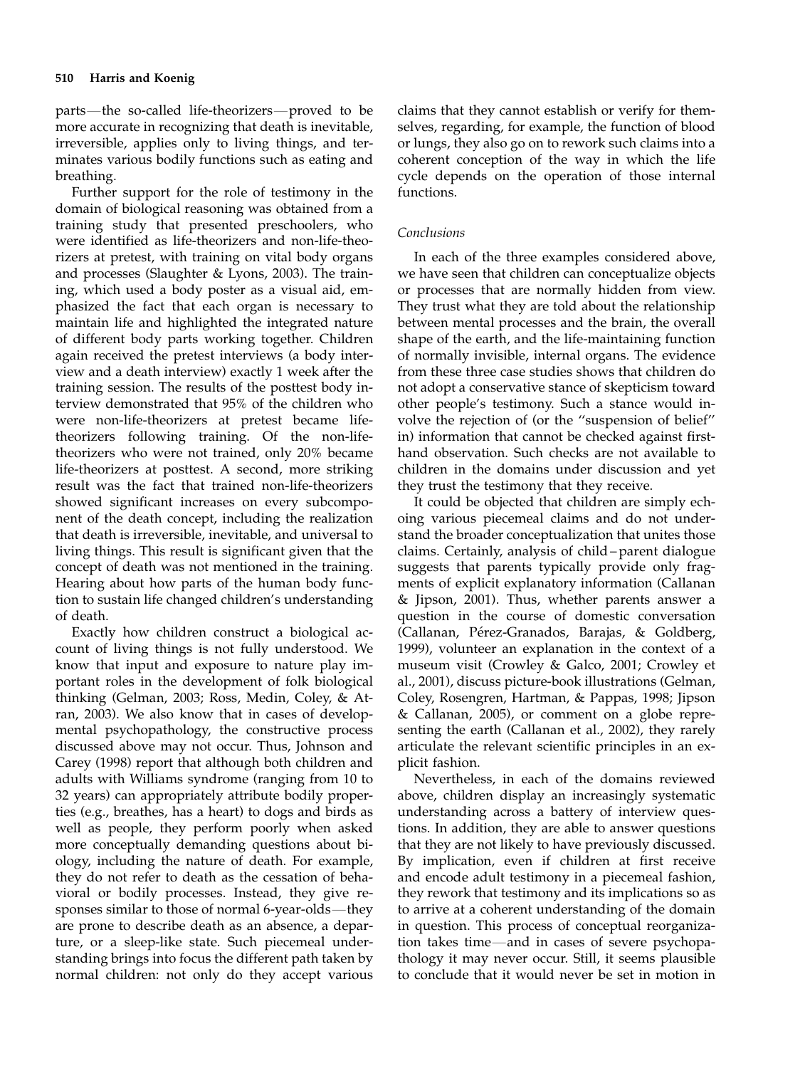parts—the so-called life-theorizers—proved to be more accurate in recognizing that death is inevitable, irreversible, applies only to living things, and terminates various bodily functions such as eating and breathing.

Further support for the role of testimony in the domain of biological reasoning was obtained from a training study that presented preschoolers, who were identified as life-theorizers and non-life-theorizers at pretest, with training on vital body organs and processes (Slaughter & Lyons, 2003). The training, which used a body poster as a visual aid, emphasized the fact that each organ is necessary to maintain life and highlighted the integrated nature of different body parts working together. Children again received the pretest interviews (a body interview and a death interview) exactly 1 week after the training session. The results of the posttest body interview demonstrated that 95% of the children who were non-life-theorizers at pretest became life-theorizers following training. Of the non-life-theorizers who were not trained, only 20% became life-theorizers at posttest. A second, more striking result was the fact that trained non-life-theorizers showed significant increases on every subcomponent of the death concept, including the realization that death is irreversible, inevitable, and universal to living things. This result is significant given that the concept of death was not mentioned in the training. Hearing about how parts of the human body function to sustain life changed children's understanding of death.

Exactly how children construct a biological account of living things is not fully understood. We know that input and exposure to nature play important roles in the development of folk biological thinking (Gelman, 2003; Ross, Medin, Coley, & Atran, 2003). We also know that in cases of developmental psychopathology, the constructive process discussed above may not occur. Thus, Johnson and Carey (1998) report that although both children and adults with Williams syndrome (ranging from 10 to 32 years) can appropriately attribute bodily properties (e.g., breathes, has a heart) to dogs and birds as well as people, they perform poorly when asked more conceptually demanding questions about biology, including the nature of death. For example, they do not refer to death as the cessation of behavioral or bodily processes. Instead, they give responses similar to those of normal 6-year-olds—they are prone to describe death as an absence, a departure, or a sleep-like state. Such piecemeal understanding brings into focus the different path taken by normal children: not only do they accept various claims that they cannot establish or verify for themselves, regarding, for example, the function of blood or lungs, they also go on to rework such claims into a coherent conception of the way in which the life cycle depends on the operation of those internal functions.

### *Conclusions*

In each of the three examples considered above, we have seen that children can conceptualize objects or processes that are normally hidden from view. They trust what they are told about the relationship between mental processes and the brain, the overall shape of the earth, and the life-maintaining function of normally invisible, internal organs. The evidence from these three case studies shows that children do not adopt a conservative stance of skepticism toward other people's testimony. Such a stance would involve the rejection of (or the "suspension of belief" in) information that cannot be checked against first-hand observation. Such checks are not available to children in the domains under discussion and yet they trust the testimony that they receive.

It could be objected that children are simply echoing various piecemeal claims and do not understand the broader conceptualization that unites those claims. Certainly, analysis of child–parent dialogue suggests that parents typically provide only fragments of explicit explanatory information (Callanan & Jipson, 2001). Thus, whether parents answer a question in the course of domestic conversation (Callanan, Pérez-Granados, Barajas, & Goldberg, 1999), volunteer an explanation in the context of a museum visit (Crowley & Galco, 2001; Crowley et al., 2001), discuss picture-book illustrations (Gelman, Coley, Rosengren, Hartman, & Pappas, 1998; Jipson & Callanan, 2005), or comment on a globe representing the earth (Callanan et al., 2002), they rarely articulate the relevant scientific principles in an explicit fashion.

Nevertheless, in each of the domains reviewed above, children display an increasingly systematic understanding across a battery of interview questions. In addition, they are able to answer questions that they are not likely to have previously discussed. By implication, even if children at first receive and encode adult testimony in a piecemeal fashion, they rework that testimony and its implications so as to arrive at a coherent understanding of the domain in question. This process of conceptual reorganization takes time—and in cases of severe psychopathology it may never occur. Still, it seems plausible to conclude that it would never be set in motion in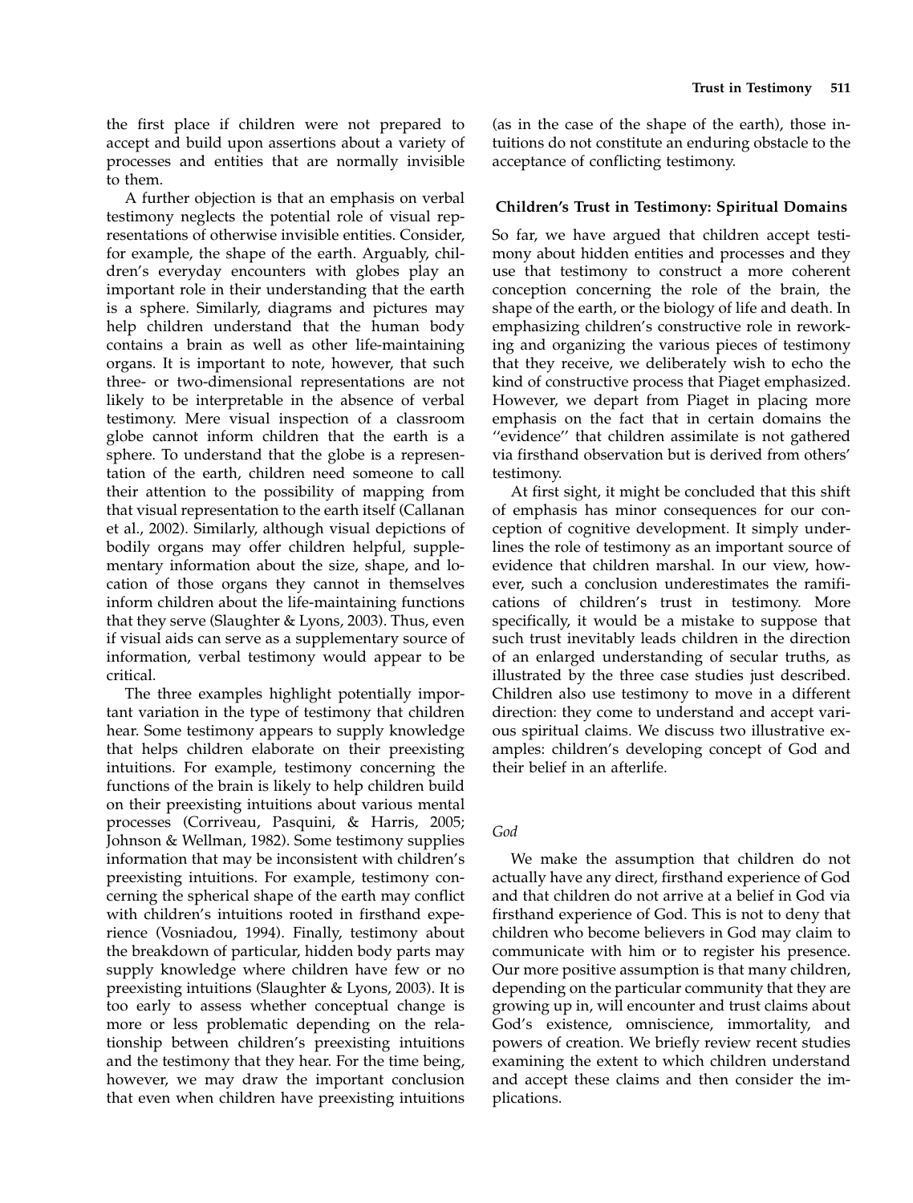the first place if children were not prepared to accept and build upon assertions about a variety of processes and entities that are normally invisible to them.

A further objection is that an emphasis on verbal testimony neglects the potential role of visual representations of otherwise invisible entities. Consider, for example, the shape of the earth. Arguably, children's everyday encounters with globes play an important role in their understanding that the earth is a sphere. Similarly, diagrams and pictures may help children understand that the human body contains a brain as well as other life-maintaining organs. It is important to note, however, that such three- or two-dimensional representations are not likely to be interpretable in the absence of verbal testimony. Mere visual inspection of a classroom globe cannot inform children that the earth is a sphere. To understand that the globe is a representation of the earth, children need someone to call their attention to the possibility of mapping from that visual representation to the earth itself (Callanan et al., 2002). Similarly, although visual depictions of bodily organs may offer children helpful, supplementary information about the size, shape, and location of those organs they cannot in themselves inform children about the life-maintaining functions that they serve (Slaughter & Lyons, 2003). Thus, even if visual aids can serve as a supplementary source of information, verbal testimony would appear to be critical.

The three examples highlight potentially important variation in the type of testimony that children hear. Some testimony appears to supply knowledge that helps children elaborate on their preexisting intuitions. For example, testimony concerning the functions of the brain is likely to help children build on their preexisting intuitions about various mental processes (Corriveau, Pasquini, & Harris, 2005; Johnson & Wellman, 1982). Some testimony supplies information that may be inconsistent with children's preexisting intuitions. For example, testimony concerning the spherical shape of the earth may conflict with children's intuitions rooted in firsthand experience (Vosniadou, 1994). Finally, testimony about the breakdown of particular, hidden body parts may supply knowledge where children have few or no preexisting intuitions (Slaughter & Lyons, 2003). It is too early to assess whether conceptual change is more or less problematic depending on the relationship between children's preexisting intuitions and the testimony that they hear. For the time being, however, we may draw the important conclusion that even when children have preexisting intuitions (as in the case of the shape of the earth), those intuitions do not constitute an enduring obstacle to the acceptance of conflicting testimony.

## Children's Trust in Testimony: Spiritual Domains

So far, we have argued that children accept testimony about hidden entities and processes and they use that testimony to construct a more coherent conception concerning the role of the brain, the shape of the earth, or the biology of life and death. In emphasizing children's constructive role in reworking and organizing the various pieces of testimony that they receive, we deliberately wish to echo the kind of constructive process that Piaget emphasized. However, we depart from Piaget in placing more emphasis on the fact that in certain domains the ''evidence'' that children assimilate is not gathered via firsthand observation but is derived from others' testimony.

At first sight, it might be concluded that this shift of emphasis has minor consequences for our conception of cognitive development. It simply underlines the role of testimony as an important source of evidence that children marshal. In our view, however, such a conclusion underestimates the ramifications of children's trust in testimony. More specifically, it would be a mistake to suppose that such trust inevitably leads children in the direction of an enlarged understanding of secular truths, as illustrated by the three case studies just described. Children also use testimony to move in a different direction: they come to understand and accept various spiritual claims. We discuss two illustrative examples: children's developing concept of God and their belief in an afterlife.

### *God*

We make the assumption that children do not actually have any direct, firsthand experience of God and that children do not arrive at a belief in God via firsthand experience of God. This is not to deny that children who become believers in God may claim to communicate with him or to register his presence. Our more positive assumption is that many children, depending on the particular community that they are growing up in, will encounter and trust claims about God's existence, omniscience, immortality, and powers of creation. We briefly review recent studies examining the extent to which children understand and accept these claims and then consider the implications.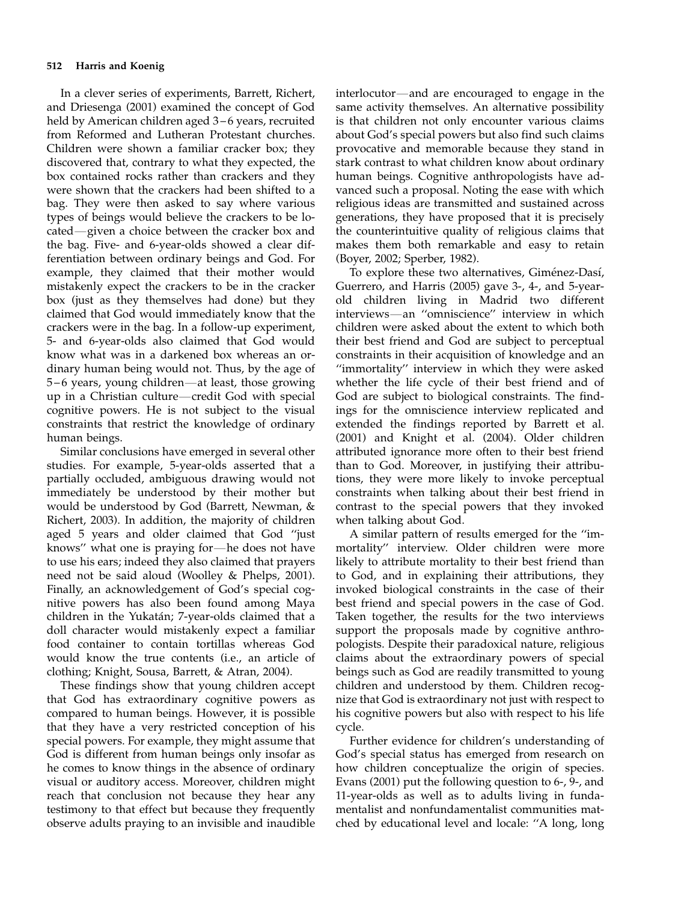In a clever series of experiments, Barrett, Richert, and Driesenga (2001) examined the concept of God held by American children aged 3–6 years, recruited from Reformed and Lutheran Protestant churches. Children were shown a familiar cracker box; they discovered that, contrary to what they expected, the box contained rocks rather than crackers and they were shown that the crackers had been shifted to a bag. They were then asked to say where various types of beings would believe the crackers to be located—given a choice between the cracker box and the bag. Five- and 6-year-olds showed a clear differentiation between ordinary beings and God. For example, they claimed that their mother would mistakenly expect the crackers to be in the cracker box (just as they themselves had done) but they claimed that God would immediately know that the crackers were in the bag. In a follow-up experiment, 5- and 6-year-olds also claimed that God would know what was in a darkened box whereas an ordinary human being would not. Thus, by the age of 5–6 years, young children—at least, those growing up in a Christian culture—credit God with special cognitive powers. He is not subject to the visual constraints that restrict the knowledge of ordinary human beings.

Similar conclusions have emerged in several other studies. For example, 5-year-olds asserted that a partially occluded, ambiguous drawing would not immediately be understood by their mother but would be understood by God (Barrett, Newman, & Richert, 2003). In addition, the majority of children aged 5 years and older claimed that God ''just knows'' what one is praying for—he does not have to use his ears; indeed they also claimed that prayers need not be said aloud (Woolley & Phelps, 2001). Finally, an acknowledgement of God's special cognitive powers has also been found among Maya children in the Yukatán; 7-year-olds claimed that a doll character would mistakenly expect a familiar food container to contain tortillas whereas God would know the true contents (i.e., an article of clothing; Knight, Sousa, Barrett, & Atran, 2004).

These findings show that young children accept that God has extraordinary cognitive powers as compared to human beings. However, it is possible that they have a very restricted conception of his special powers. For example, they might assume that God is different from human beings only insofar as he comes to know things in the absence of ordinary visual or auditory access. Moreover, children might reach that conclusion not because they hear any testimony to that effect but because they frequently observe adults praying to an invisible and inaudible interlocutor—and are encouraged to engage in the same activity themselves. An alternative possibility is that children not only encounter various claims about God's special powers but also find such claims provocative and memorable because they stand in stark contrast to what children know about ordinary human beings. Cognitive anthropologists have advanced such a proposal. Noting the ease with which religious ideas are transmitted and sustained across generations, they have proposed that it is precisely the counterintuitive quality of religious claims that makes them both remarkable and easy to retain (Boyer, 2002; Sperber, 1982).

To explore these two alternatives, Giménez-Dasí, Guerrero, and Harris (2005) gave 3-, 4-, and 5-year-old children living in Madrid two different interviews—an ''omniscience'' interview in which children were asked about the extent to which both their best friend and God are subject to perceptual constraints in their acquisition of knowledge and an ''immortality'' interview in which they were asked whether the life cycle of their best friend and of God are subject to biological constraints. The findings for the omniscience interview replicated and extended the findings reported by Barrett et al. (2001) and Knight et al. (2004). Older children attributed ignorance more often to their best friend than to God. Moreover, in justifying their attributions, they were more likely to invoke perceptual constraints when talking about their best friend in contrast to the special powers that they invoked when talking about God.

A similar pattern of results emerged for the ''immortality'' interview. Older children were more likely to attribute mortality to their best friend than to God, and in explaining their attributions, they invoked biological constraints in the case of their best friend and special powers in the case of God. Taken together, the results for the two interviews support the proposals made by cognitive anthropologists. Despite their paradoxical nature, religious claims about the extraordinary powers of special beings such as God are readily transmitted to young children and understood by them. Children recognize that God is extraordinary not just with respect to his cognitive powers but also with respect to his life cycle.

Further evidence for children's understanding of God's special status has emerged from research on how children conceptualize the origin of species. Evans (2001) put the following question to 6-, 9-, and 11-year-olds as well as to adults living in fundamentalist and nonfundamentalist communities matched by educational level and locale: ''A long, long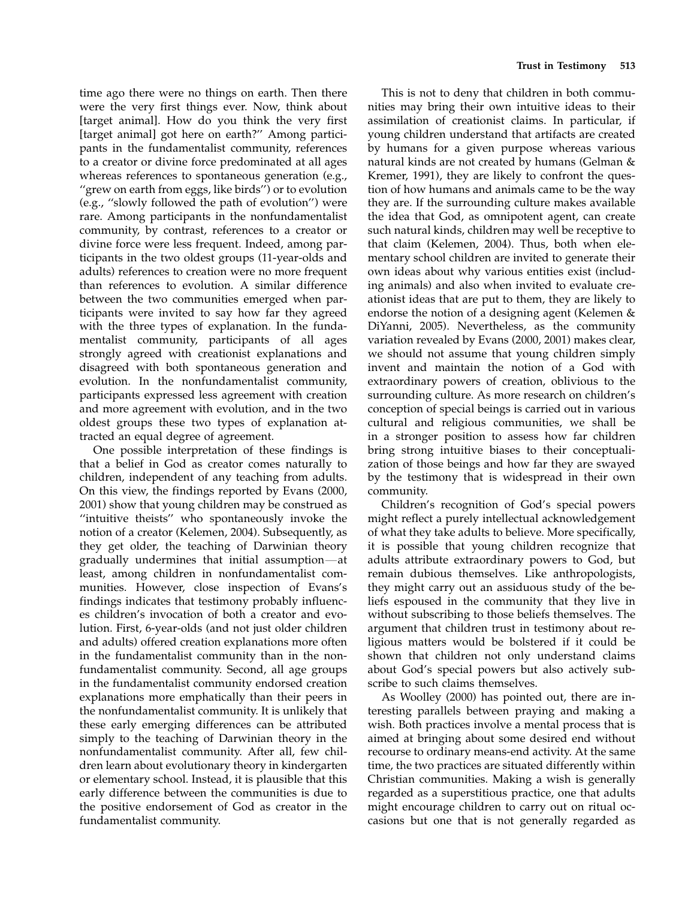time ago there were no things on earth. Then there were the very first things ever. Now, think about [target animal]. How do you think the very first [target animal] got here on earth?'' Among participants in the fundamentalist community, references to a creator or divine force predominated at all ages whereas references to spontaneous generation (e.g., ''grew on earth from eggs, like birds'') or to evolution (e.g., ''slowly followed the path of evolution'') were rare. Among participants in the nonfundamentalist community, by contrast, references to a creator or divine force were less frequent. Indeed, among participants in the two oldest groups (11-year-olds and adults) references to creation were no more frequent than references to evolution. A similar difference between the two communities emerged when participants were invited to say how far they agreed with the three types of explanation. In the fundamentalist community, participants of all ages strongly agreed with creationist explanations and disagreed with both spontaneous generation and evolution. In the nonfundamentalist community, participants expressed less agreement with creation and more agreement with evolution, and in the two oldest groups these two types of explanation attracted an equal degree of agreement.

One possible interpretation of these findings is that a belief in God as creator comes naturally to children, independent of any teaching from adults. On this view, the findings reported by Evans (2000, 2001) show that young children may be construed as ''intuitive theists'' who spontaneously invoke the notion of a creator (Kelemen, 2004). Subsequently, as they get older, the teaching of Darwinian theory gradually undermines that initial assumption—at least, among children in nonfundamentalist communities. However, close inspection of Evans's findings indicates that testimony probably influences children's invocation of both a creator and evolution. First, 6-year-olds (and not just older children and adults) offered creation explanations more often in the fundamentalist community than in the nonfundamentalist community. Second, all age groups in the fundamentalist community endorsed creation explanations more emphatically than their peers in the nonfundamentalist community. It is unlikely that these early emerging differences can be attributed simply to the teaching of Darwinian theory in the nonfundamentalist community. After all, few children learn about evolutionary theory in kindergarten or elementary school. Instead, it is plausible that this early difference between the communities is due to the positive endorsement of God as creator in the fundamentalist community.

This is not to deny that children in both communities may bring their own intuitive ideas to their assimilation of creationist claims. In particular, if young children understand that artifacts are created by humans for a given purpose whereas various natural kinds are not created by humans (Gelman & Kremer, 1991), they are likely to confront the question of how humans and animals came to be the way they are. If the surrounding culture makes available the idea that God, as omnipotent agent, can create such natural kinds, children may well be receptive to that claim (Kelemen, 2004). Thus, both when elementary school children are invited to generate their own ideas about why various entities exist (including animals) and also when invited to evaluate creationist ideas that are put to them, they are likely to endorse the notion of a designing agent (Kelemen & DiYanni, 2005). Nevertheless, as the community variation revealed by Evans (2000, 2001) makes clear, we should not assume that young children simply invent and maintain the notion of a God with extraordinary powers of creation, oblivious to the surrounding culture. As more research on children's conception of special beings is carried out in various cultural and religious communities, we shall be in a stronger position to assess how far children bring strong intuitive biases to their conceptualization of those beings and how far they are swayed by the testimony that is widespread in their own community.

Children's recognition of God's special powers might reflect a purely intellectual acknowledgement of what they take adults to believe. More specifically, it is possible that young children recognize that adults attribute extraordinary powers to God, but remain dubious themselves. Like anthropologists, they might carry out an assiduous study of the beliefs espoused in the community that they live in without subscribing to those beliefs themselves. The argument that children trust in testimony about religious matters would be bolstered if it could be shown that children not only understand claims about God's special powers but also actively subscribe to such claims themselves.

As Woolley (2000) has pointed out, there are interesting parallels between praying and making a wish. Both practices involve a mental process that is aimed at bringing about some desired end without recourse to ordinary means-end activity. At the same time, the two practices are situated differently within Christian communities. Making a wish is generally regarded as a superstitious practice, one that adults might encourage children to carry out on ritual occasions but one that is not generally regarded as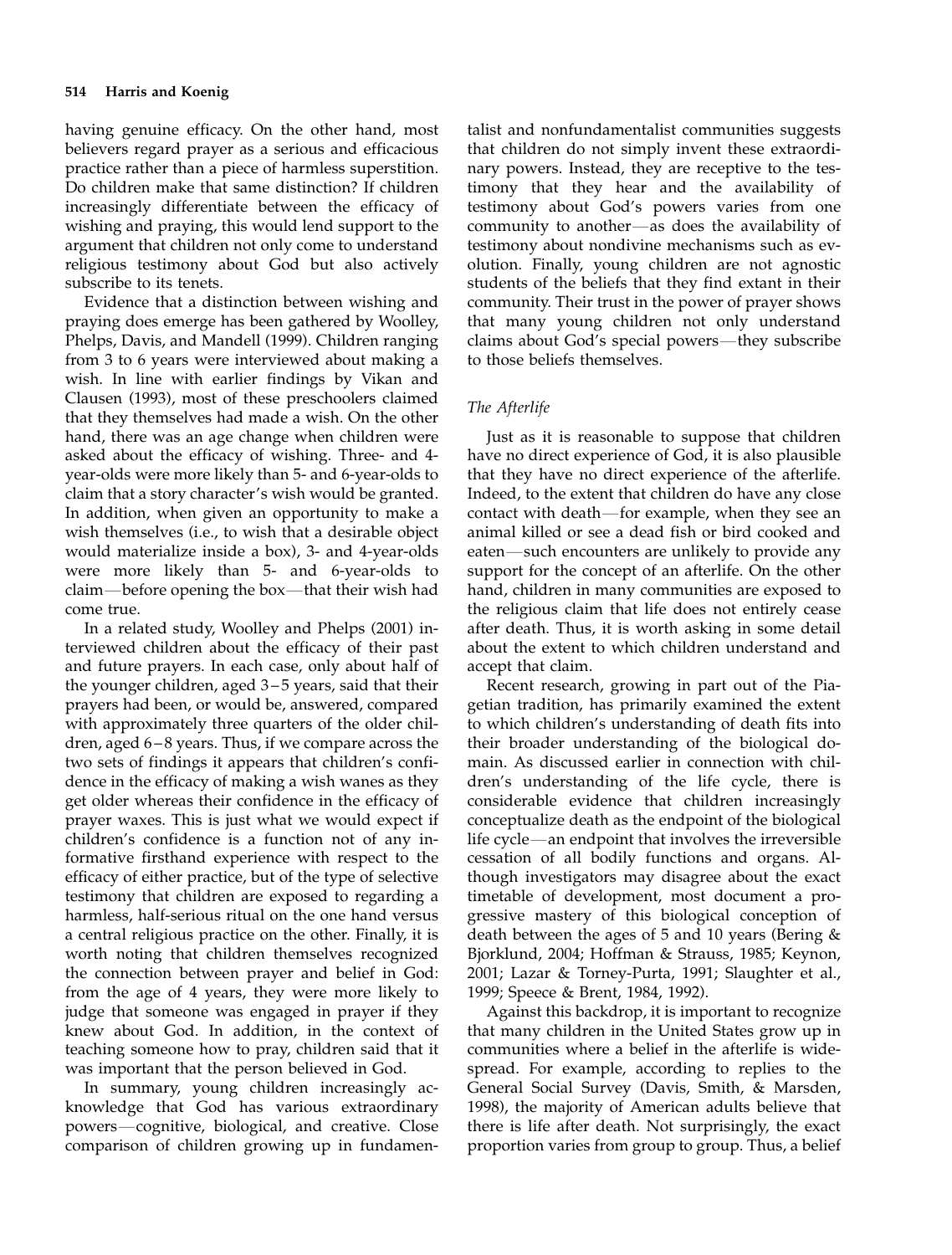having genuine efficacy. On the other hand, most believers regard prayer as a serious and efficacious practice rather than a piece of harmless superstition. Do children make that same distinction? If children increasingly differentiate between the efficacy of wishing and praying, this would lend support to the argument that children not only come to understand religious testimony about God but also actively subscribe to its tenets.

Evidence that a distinction between wishing and praying does emerge has been gathered by Woolley, Phelps, Davis, and Mandell (1999). Children ranging from 3 to 6 years were interviewed about making a wish. In line with earlier findings by Vikan and Clausen (1993), most of these preschoolers claimed that they themselves had made a wish. On the other hand, there was an age change when children were asked about the efficacy of wishing. Three- and 4-year-olds were more likely than 5- and 6-year-olds to claim that a story character's wish would be granted. In addition, when given an opportunity to make a wish themselves (i.e., to wish that a desirable object would materialize inside a box), 3- and 4-year-olds were more likely than 5- and 6-year-olds to claim—before opening the box—that their wish had come true.

In a related study, Woolley and Phelps (2001) interviewed children about the efficacy of their past and future prayers. In each case, only about half of the younger children, aged 3–5 years, said that their prayers had been, or would be, answered, compared with approximately three quarters of the older children, aged 6–8 years. Thus, if we compare across the two sets of findings it appears that children's confidence in the efficacy of making a wish wanes as they get older whereas their confidence in the efficacy of prayer waxes. This is just what we would expect if children's confidence is a function not of any informative firsthand experience with respect to the efficacy of either practice, but of the type of selective testimony that children are exposed to regarding a harmless, half-serious ritual on the one hand versus a central religious practice on the other. Finally, it is worth noting that children themselves recognized the connection between prayer and belief in God: from the age of 4 years, they were more likely to judge that someone was engaged in prayer if they knew about God. In addition, in the context of teaching someone how to pray, children said that it was important that the person believed in God.

In summary, young children increasingly acknowledge that God has various extraordinary powers—cognitive, biological, and creative. Close comparison of children growing up in fundamentalist and nonfundamentalist communities suggests that children do not simply invent these extraordinary powers. Instead, they are receptive to the testimony that they hear and the availability of testimony about God's powers varies from one community to another—as does the availability of testimony about nondivine mechanisms such as evolution. Finally, young children are not agnostic students of the beliefs that they find extant in their community. Their trust in the power of prayer shows that many young children not only understand claims about God's special powers—they subscribe to those beliefs themselves.

### *The Afterlife*

Just as it is reasonable to suppose that children have no direct experience of God, it is also plausible that they have no direct experience of the afterlife. Indeed, to the extent that children do have any close contact with death—for example, when they see an animal killed or see a dead fish or bird cooked and eaten—such encounters are unlikely to provide any support for the concept of an afterlife. On the other hand, children in many communities are exposed to the religious claim that life does not entirely cease after death. Thus, it is worth asking in some detail about the extent to which children understand and accept that claim.

Recent research, growing in part out of the Piagetian tradition, has primarily examined the extent to which children's understanding of death fits into their broader understanding of the biological domain. As discussed earlier in connection with children's understanding of the life cycle, there is considerable evidence that children increasingly conceptualize death as the endpoint of the biological life cycle—an endpoint that involves the irreversible cessation of all bodily functions and organs. Although investigators may disagree about the exact timetable of development, most document a progressive mastery of this biological conception of death between the ages of 5 and 10 years (Bering & Bjorklund, 2004; Hoffman & Strauss, 1985; Keynon, 2001; Lazar & Torney-Purta, 1991; Slaughter et al., 1999; Speece & Brent, 1984, 1992).

Against this backdrop, it is important to recognize that many children in the United States grow up in communities where a belief in the afterlife is widespread. For example, according to replies to the General Social Survey (Davis, Smith, & Marsden, 1998), the majority of American adults believe that there is life after death. Not surprisingly, the exact proportion varies from group to group. Thus, a belief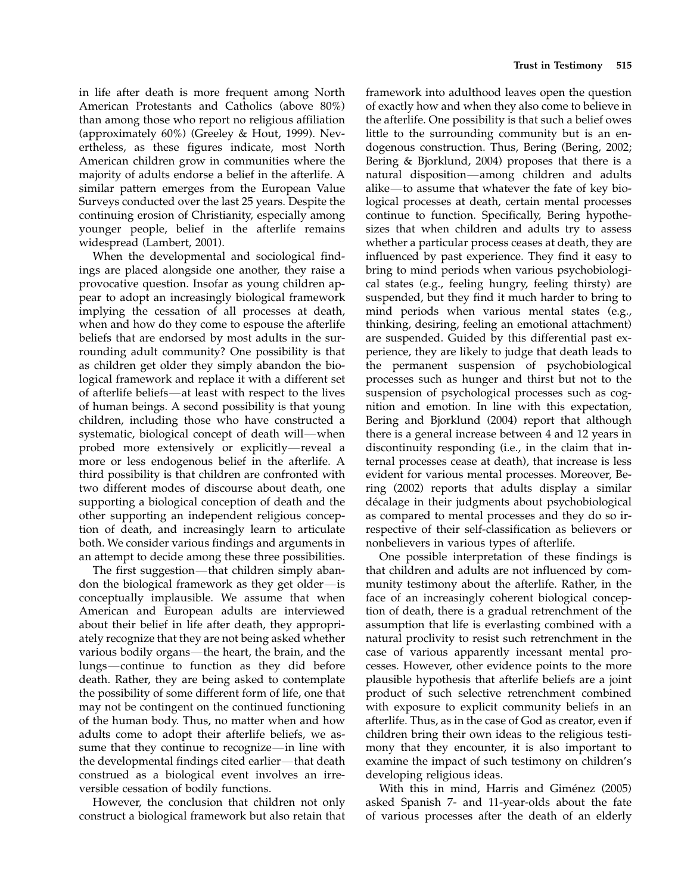in life after death is more frequent among North American Protestants and Catholics (above 80%) than among those who report no religious affiliation (approximately 60%) (Greeley & Hout, 1999). Nevertheless, as these figures indicate, most North American children grow in communities where the majority of adults endorse a belief in the afterlife. A similar pattern emerges from the European Value Surveys conducted over the last 25 years. Despite the continuing erosion of Christianity, especially among younger people, belief in the afterlife remains widespread (Lambert, 2001).

When the developmental and sociological findings are placed alongside one another, they raise a provocative question. Insofar as young children appear to adopt an increasingly biological framework implying the cessation of all processes at death, when and how do they come to espouse the afterlife beliefs that are endorsed by most adults in the surrounding adult community? One possibility is that as children get older they simply abandon the biological framework and replace it with a different set of afterlife beliefs—at least with respect to the lives of human beings. A second possibility is that young children, including those who have constructed a systematic, biological concept of death will—when probed more extensively or explicitly—reveal a more or less endogenous belief in the afterlife. A third possibility is that children are confronted with two different modes of discourse about death, one supporting a biological conception of death and the other supporting an independent religious conception of death, and increasingly learn to articulate both. We consider various findings and arguments in an attempt to decide among these three possibilities.

The first suggestion—that children simply abandon the biological framework as they get older—is conceptually implausible. We assume that when American and European adults are interviewed about their belief in life after death, they appropriately recognize that they are not being asked whether various bodily organs—the heart, the brain, and the lungs—continue to function as they did before death. Rather, they are being asked to contemplate the possibility of some different form of life, one that may not be contingent on the continued functioning of the human body. Thus, no matter when and how adults come to adopt their afterlife beliefs, we assume that they continue to recognize—in line with the developmental findings cited earlier—that death construed as a biological event involves an irreversible cessation of bodily functions.

However, the conclusion that children not only construct a biological framework but also retain that framework into adulthood leaves open the question of exactly how and when they also come to believe in the afterlife. One possibility is that such a belief owes little to the surrounding community but is an endogenous construction. Thus, Bering (Bering, 2002; Bering & Bjorklund, 2004) proposes that there is a natural disposition—among children and adults alike—to assume that whatever the fate of key biological processes at death, certain mental processes continue to function. Specifically, Bering hypothesizes that when children and adults try to assess whether a particular process ceases at death, they are influenced by past experience. They find it easy to bring to mind periods when various psychobiological states (e.g., feeling hungry, feeling thirsty) are suspended, but they find it much harder to bring to mind periods when various mental states (e.g., thinking, desiring, feeling an emotional attachment) are suspended. Guided by this differential past experience, they are likely to judge that death leads to the permanent suspension of psychobiological processes such as hunger and thirst but not to the suspension of psychological processes such as cognition and emotion. In line with this expectation, Bering and Bjorklund (2004) report that although there is a general increase between 4 and 12 years in discontinuity responding (i.e., in the claim that internal processes cease at death), that increase is less evident for various mental processes. Moreover, Bering (2002) reports that adults display a similar décalage in their judgments about psychobiological as compared to mental processes and they do so irrespective of their self-classification as believers or nonbelievers in various types of afterlife.

One possible interpretation of these findings is that children and adults are not influenced by community testimony about the afterlife. Rather, in the face of an increasingly coherent biological conception of death, there is a gradual retrenchment of the assumption that life is everlasting combined with a natural proclivity to resist such retrenchment in the case of various apparently incessant mental processes. However, other evidence points to the more plausible hypothesis that afterlife beliefs are a joint product of such selective retrenchment combined with exposure to explicit community beliefs in an afterlife. Thus, as in the case of God as creator, even if children bring their own ideas to the religious testimony that they encounter, it is also important to examine the impact of such testimony on children's developing religious ideas.

With this in mind, Harris and Giménez (2005) asked Spanish 7- and 11-year-olds about the fate of various processes after the death of an elderly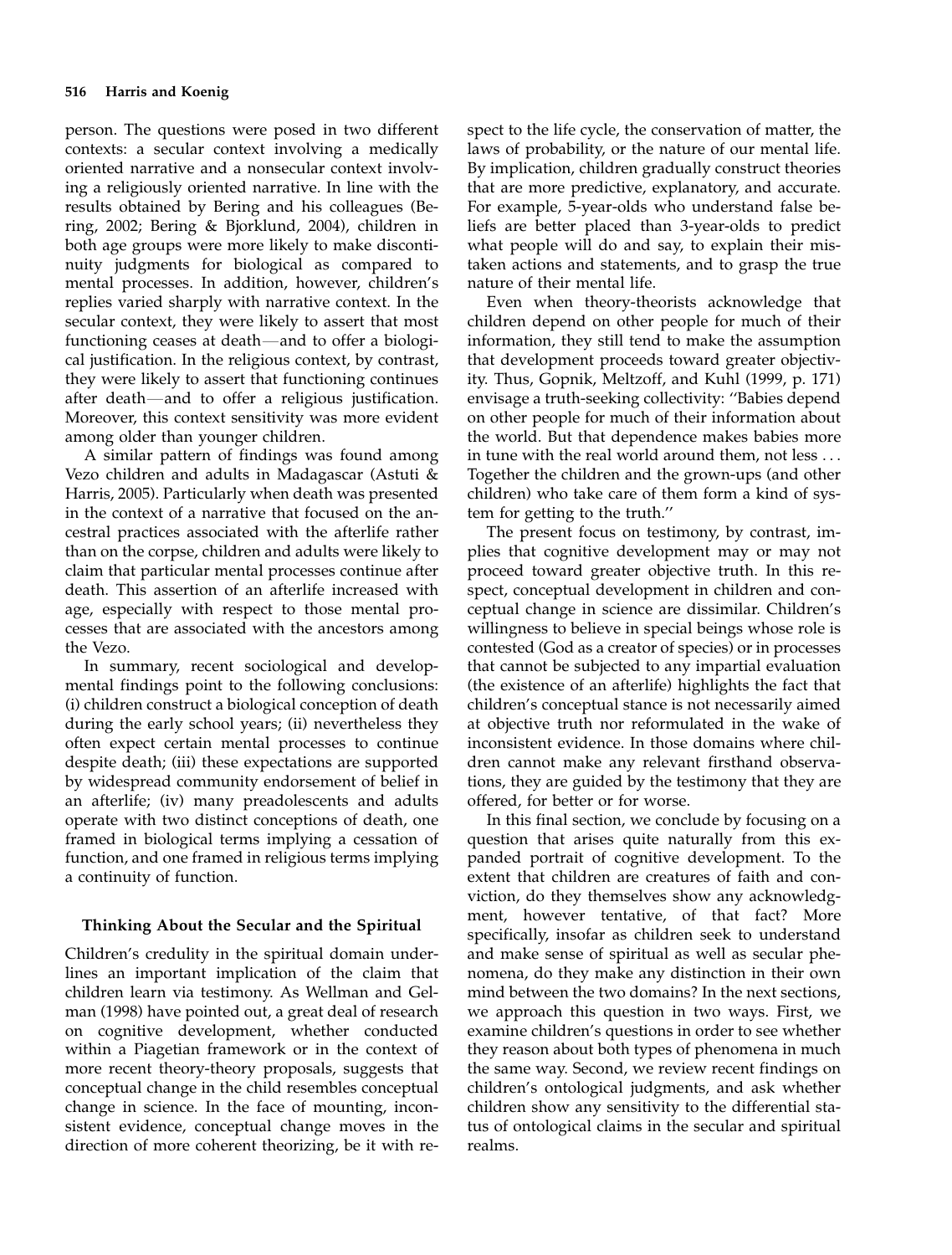person. The questions were posed in two different contexts: a secular context involving a medically oriented narrative and a nonsecular context involving a religiously oriented narrative. In line with the results obtained by Bering and his colleagues (Bering, 2002; Bering & Bjorklund, 2004), children in both age groups were more likely to make discontinuity judgments for biological as compared to mental processes. In addition, however, children's replies varied sharply with narrative context. In the secular context, they were likely to assert that most functioning ceases at death—and to offer a biological justification. In the religious context, by contrast, they were likely to assert that functioning continues after death—and to offer a religious justification. Moreover, this context sensitivity was more evident among older than younger children.

A similar pattern of findings was found among Vezo children and adults in Madagascar (Astuti & Harris, 2005). Particularly when death was presented in the context of a narrative that focused on the ancestral practices associated with the afterlife rather than on the corpse, children and adults were likely to claim that particular mental processes continue after death. This assertion of an afterlife increased with age, especially with respect to those mental processes that are associated with the ancestors among the Vezo.

In summary, recent sociological and developmental findings point to the following conclusions: (i) children construct a biological conception of death during the early school years; (ii) nevertheless they often expect certain mental processes to continue despite death; (iii) these expectations are supported by widespread community endorsement of belief in an afterlife; (iv) many preadolescents and adults operate with two distinct conceptions of death, one framed in biological terms implying a cessation of function, and one framed in religious terms implying a continuity of function.

## Thinking About the Secular and the Spiritual

Children's credulity in the spiritual domain underlines an important implication of the claim that children learn via testimony. As Wellman and Gelman (1998) have pointed out, a great deal of research on cognitive development, whether conducted within a Piagetian framework or in the context of more recent theory-theory proposals, suggests that conceptual change in the child resembles conceptual change in science. In the face of mounting, inconsistent evidence, conceptual change moves in the direction of more coherent theorizing, be it with respect to the life cycle, the conservation of matter, the laws of probability, or the nature of our mental life. By implication, children gradually construct theories that are more predictive, explanatory, and accurate. For example, 5-year-olds who understand false beliefs are better placed than 3-year-olds to predict what people will do and say, to explain their mistaken actions and statements, and to grasp the true nature of their mental life.

Even when theory-theorists acknowledge that children depend on other people for much of their information, they still tend to make the assumption that development proceeds toward greater objectivity. Thus, Gopnik, Meltzoff, and Kuhl (1999, p. 171) envisage a truth-seeking collectivity: ''Babies depend on other people for much of their information about the world. But that dependence makes babies more in tune with the real world around them, not less . . . Together the children and the grown-ups (and other children) who take care of them form a kind of system for getting to the truth.''

The present focus on testimony, by contrast, implies that cognitive development may or may not proceed toward greater objective truth. In this respect, conceptual development in children and conceptual change in science are dissimilar. Children's willingness to believe in special beings whose role is contested (God as a creator of species) or in processes that cannot be subjected to any impartial evaluation (the existence of an afterlife) highlights the fact that children's conceptual stance is not necessarily aimed at objective truth nor reformulated in the wake of inconsistent evidence. In those domains where children cannot make any relevant firsthand observations, they are guided by the testimony that they are offered, for better or for worse.

In this final section, we conclude by focusing on a question that arises quite naturally from this expanded portrait of cognitive development. To the extent that children are creatures of faith and conviction, do they themselves show any acknowledgment, however tentative, of that fact? More specifically, insofar as children seek to understand and make sense of spiritual as well as secular phenomena, do they make any distinction in their own mind between the two domains? In the next sections, we approach this question in two ways. First, we examine children's questions in order to see whether they reason about both types of phenomena in much the same way. Second, we review recent findings on children's ontological judgments, and ask whether children show any sensitivity to the differential status of ontological claims in the secular and spiritual realms.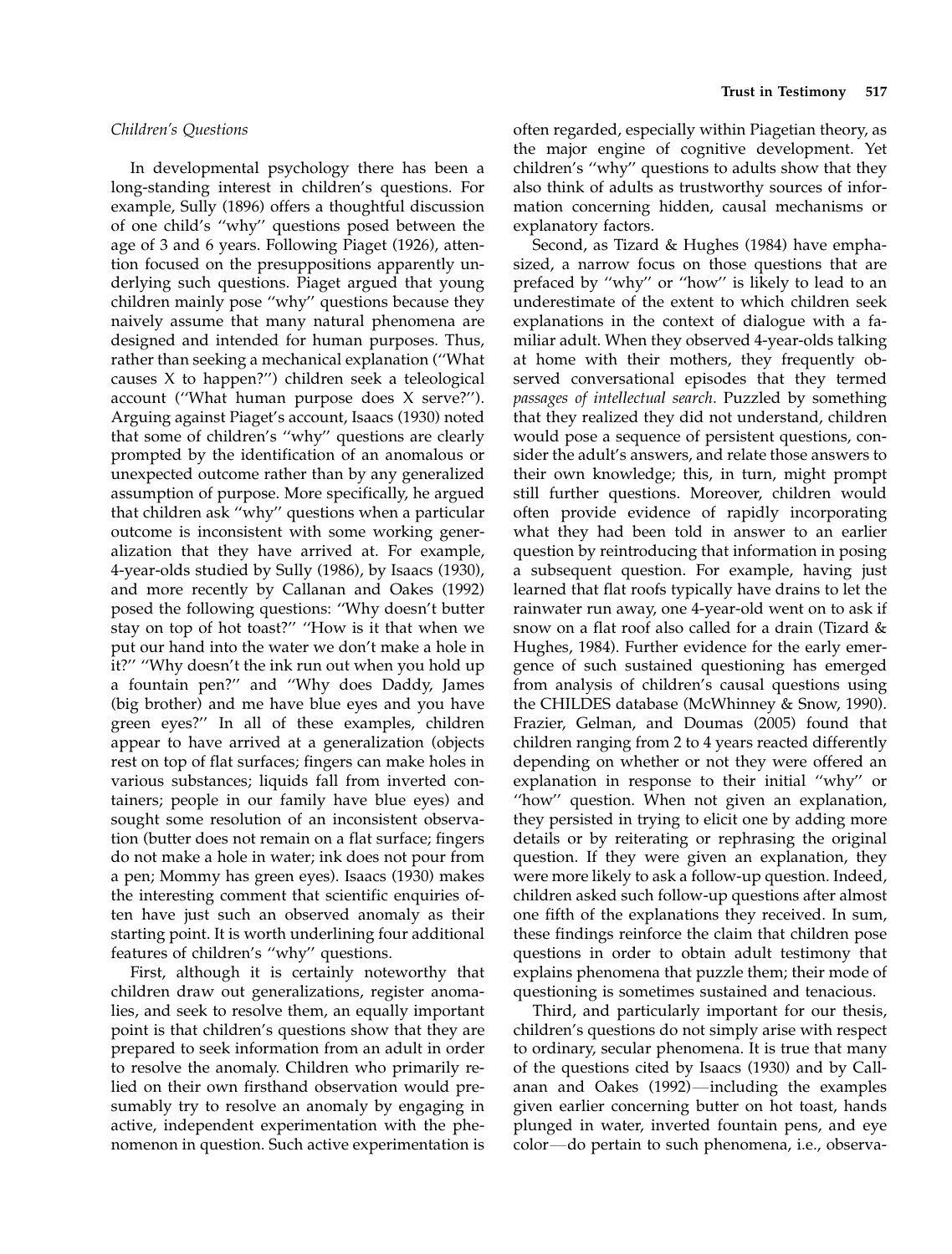### *Children's Questions*

In developmental psychology there has been a long-standing interest in children's questions. For example, Sully (1896) offers a thoughtful discussion of one child's ''why'' questions posed between the age of 3 and 6 years. Following Piaget (1926), attention focused on the presuppositions apparently underlying such questions. Piaget argued that young children mainly pose ''why'' questions because they naively assume that many natural phenomena are designed and intended for human purposes. Thus, rather than seeking a mechanical explanation (''What causes X to happen?'') children seek a teleological account (''What human purpose does X serve?''). Arguing against Piaget's account, Isaacs (1930) noted that some of children's ''why'' questions are clearly prompted by the identification of an anomalous or unexpected outcome rather than by any generalized assumption of purpose. More specifically, he argued that children ask ''why'' questions when a particular outcome is inconsistent with some working generalization that they have arrived at. For example, 4-year-olds studied by Sully (1986), by Isaacs (1930), and more recently by Callanan and Oakes (1992) posed the following questions: ''Why doesn't butter stay on top of hot toast?'' ''How is it that when we put our hand into the water we don't make a hole in it?'' ''Why doesn't the ink run out when you hold up a fountain pen?'' and ''Why does Daddy, James (big brother) and me have blue eyes and you have green eyes?'' In all of these examples, children appear to have arrived at a generalization (objects rest on top of flat surfaces; fingers can make holes in various substances; liquids fall from inverted containers; people in our family have blue eyes) and sought some resolution of an inconsistent observation (butter does not remain on a flat surface; fingers do not make a hole in water; ink does not pour from a pen; Mommy has green eyes). Isaacs (1930) makes the interesting comment that scientific enquiries often have just such an observed anomaly as their starting point. It is worth underlining four additional features of children's ''why'' questions.

First, although it is certainly noteworthy that children draw out generalizations, register anomalies, and seek to resolve them, an equally important point is that children's questions show that they are prepared to seek information from an adult in order to resolve the anomaly. Children who primarily relied on their own firsthand observation would presumably try to resolve an anomaly by engaging in active, independent experimentation with the phenomenon in question. Such active experimentation is often regarded, especially within Piagetian theory, as the major engine of cognitive development. Yet children's ''why'' questions to adults show that they also think of adults as trustworthy sources of information concerning hidden, causal mechanisms or explanatory factors.

Second, as Tizard & Hughes (1984) have emphasized, a narrow focus on those questions that are prefaced by ''why'' or ''how'' is likely to lead to an underestimate of the extent to which children seek explanations in the context of dialogue with a familiar adult. When they observed 4-year-olds talking at home with their mothers, they frequently observed conversational episodes that they termed *passages of intellectual search*. Puzzled by something that they realized they did not understand, children would pose a sequence of persistent questions, consider the adult's answers, and relate those answers to their own knowledge; this, in turn, might prompt still further questions. Moreover, children would often provide evidence of rapidly incorporating what they had been told in answer to an earlier question by reintroducing that information in posing a subsequent question. For example, having just learned that flat roofs typically have drains to let the rainwater run away, one 4-year-old went on to ask if snow on a flat roof also called for a drain (Tizard & Hughes, 1984). Further evidence for the early emergence of such sustained questioning has emerged from analysis of children's causal questions using the CHILDES database (McWhinney & Snow, 1990). Frazier, Gelman, and Doumas (2005) found that children ranging from 2 to 4 years reacted differently depending on whether or not they were offered an explanation in response to their initial ''why'' or ''how'' question. When not given an explanation, they persisted in trying to elicit one by adding more details or by reiterating or rephrasing the original question. If they were given an explanation, they were more likely to ask a follow-up question. Indeed, children asked such follow-up questions after almost one fifth of the explanations they received. In sum, these findings reinforce the claim that children pose questions in order to obtain adult testimony that explains phenomena that puzzle them; their mode of questioning is sometimes sustained and tenacious.

Third, and particularly important for our thesis, children's questions do not simply arise with respect to ordinary, secular phenomena. It is true that many of the questions cited by Isaacs (1930) and by Callanan and Oakes (1992)—including the examples given earlier concerning butter on hot toast, hands plunged in water, inverted fountain pens, and eye color—do pertain to such phenomena, i.e., observa-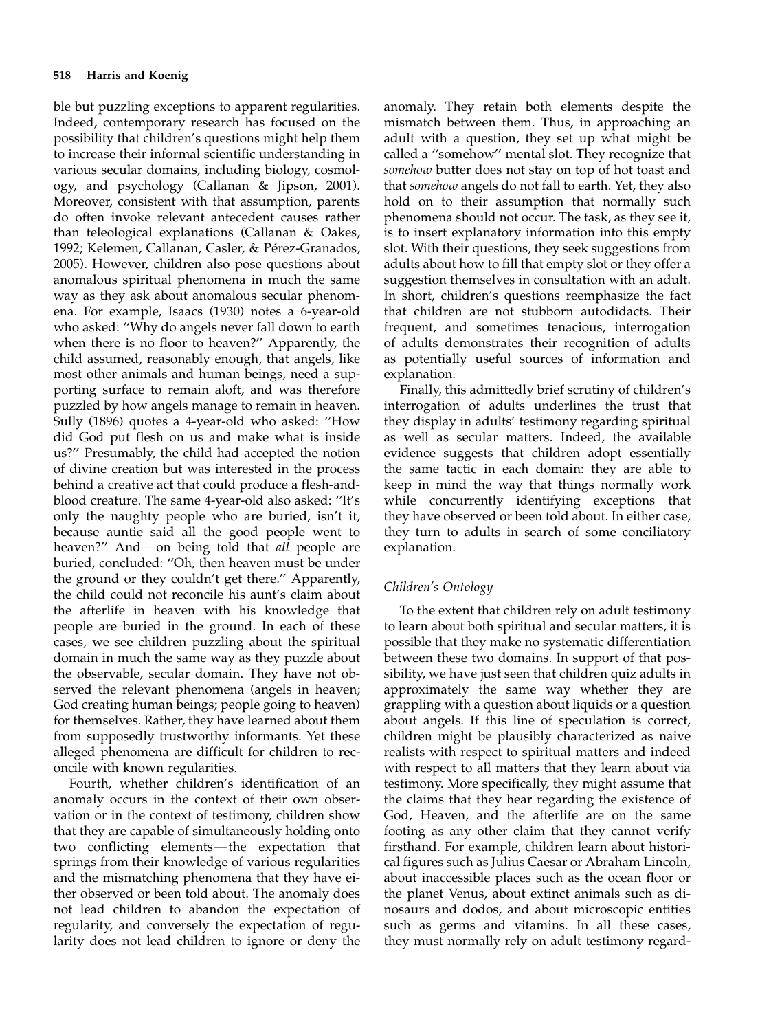ble but puzzling exceptions to apparent regularities. Indeed, contemporary research has focused on the possibility that children's questions might help them to increase their informal scientific understanding in various secular domains, including biology, cosmology, and psychology (Callanan & Jipson, 2001). Moreover, consistent with that assumption, parents do often invoke relevant antecedent causes rather than teleological explanations (Callanan & Oakes, 1992; Kelemen, Callanan, Casler, & Pérez-Granados, 2005). However, children also pose questions about anomalous spiritual phenomena in much the same way as they ask about anomalous secular phenomena. For example, Isaacs (1930) notes a 6-year-old who asked: ''Why do angels never fall down to earth when there is no floor to heaven?'' Apparently, the child assumed, reasonably enough, that angels, like most other animals and human beings, need a supporting surface to remain aloft, and was therefore puzzled by how angels manage to remain in heaven. Sully (1896) quotes a 4-year-old who asked: ''How did God put flesh on us and make what is inside us?'' Presumably, the child had accepted the notion of divine creation but was interested in the process behind a creative act that could produce a flesh-and-blood creature. The same 4-year-old also asked: ''It's only the naughty people who are buried, isn't it, because auntie said all the good people went to heaven?'' And—on being told that *all* people are buried, concluded: ''Oh, then heaven must be under the ground or they couldn't get there.'' Apparently, the child could not reconcile his aunt's claim about the afterlife in heaven with his knowledge that people are buried in the ground. In each of these cases, we see children puzzling about the spiritual domain in much the same way as they puzzle about the observable, secular domain. They have not observed the relevant phenomena (angels in heaven; God creating human beings; people going to heaven) for themselves. Rather, they have learned about them from supposedly trustworthy informants. Yet these alleged phenomena are difficult for children to reconcile with known regularities.

Fourth, whether children's identification of an anomaly occurs in the context of their own observation or in the context of testimony, children show that they are capable of simultaneously holding onto two conflicting elements—the expectation that springs from their knowledge of various regularities and the mismatching phenomena that they have either observed or been told about. The anomaly does not lead children to abandon the expectation of regularity, and conversely the expectation of regularity does not lead children to ignore or deny the anomaly. They retain both elements despite the mismatch between them. Thus, in approaching an adult with a question, they set up what might be called a ''somehow'' mental slot. They recognize that *somehow* butter does not stay on top of hot toast and that *somehow* angels do not fall to earth. Yet, they also hold on to their assumption that normally such phenomena should not occur. The task, as they see it, is to insert explanatory information into this empty slot. With their questions, they seek suggestions from adults about how to fill that empty slot or they offer a suggestion themselves in consultation with an adult. In short, children's questions reemphasize the fact that children are not stubborn autodidacts. Their frequent, and sometimes tenacious, interrogation of adults demonstrates their recognition of adults as potentially useful sources of information and explanation.

Finally, this admittedly brief scrutiny of children's interrogation of adults underlines the trust that they display in adults' testimony regarding spiritual as well as secular matters. Indeed, the available evidence suggests that children adopt essentially the same tactic in each domain: they are able to keep in mind the way that things normally work while concurrently identifying exceptions that they have observed or been told about. In either case, they turn to adults in search of some conciliatory explanation.

### *Children's Ontology*

To the extent that children rely on adult testimony to learn about both spiritual and secular matters, it is possible that they make no systematic differentiation between these two domains. In support of that possibility, we have just seen that children quiz adults in approximately the same way whether they are grappling with a question about liquids or a question about angels. If this line of speculation is correct, children might be plausibly characterized as naive realists with respect to spiritual matters and indeed with respect to all matters that they learn about via testimony. More specifically, they might assume that the claims that they hear regarding the existence of God, Heaven, and the afterlife are on the same footing as any other claim that they cannot verify firsthand. For example, children learn about historical figures such as Julius Caesar or Abraham Lincoln, about inaccessible places such as the ocean floor or the planet Venus, about extinct animals such as dinosaurs and dodos, and about microscopic entities such as germs and vitamins. In all these cases, they must normally rely on adult testimony regard-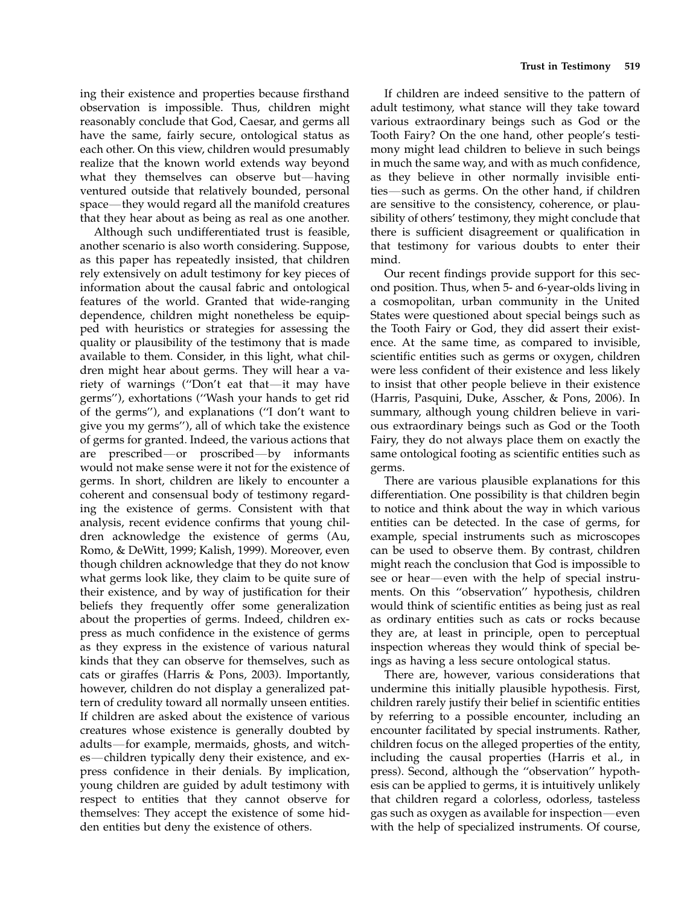ing their existence and properties because firsthand observation is impossible. Thus, children might reasonably conclude that God, Caesar, and germs all have the same, fairly secure, ontological status as each other. On this view, children would presumably realize that the known world extends way beyond what they themselves can observe but—having ventured outside that relatively bounded, personal space—they would regard all the manifold creatures that they hear about as being as real as one another.

Although such undifferentiated trust is feasible, another scenario is also worth considering. Suppose, as this paper has repeatedly insisted, that children rely extensively on adult testimony for key pieces of information about the causal fabric and ontological features of the world. Granted that wide-ranging dependence, children might nonetheless be equipped with heuristics or strategies for assessing the quality or plausibility of the testimony that is made available to them. Consider, in this light, what children might hear about germs. They will hear a variety of warnings ("Don't eat that—it may have germs"), exhortations ("Wash your hands to get rid of the germs"), and explanations ("I don't want to give you my germs"), all of which take the existence of germs for granted. Indeed, the various actions that are prescribed—or proscribed—by informants would not make sense were it not for the existence of germs. In short, children are likely to encounter a coherent and consensual body of testimony regarding the existence of germs. Consistent with that analysis, recent evidence confirms that young children acknowledge the existence of germs (Au, Romo, & DeWitt, 1999; Kalish, 1999). Moreover, even though children acknowledge that they do not know what germs look like, they claim to be quite sure of their existence, and by way of justification for their beliefs they frequently offer some generalization about the properties of germs. Indeed, children express as much confidence in the existence of germs as they express in the existence of various natural kinds that they can observe for themselves, such as cats or giraffes (Harris & Pons, 2003). Importantly, however, children do not display a generalized pattern of credulity toward all normally unseen entities. If children are asked about the existence of various creatures whose existence is generally doubted by adults—for example, mermaids, ghosts, and witches—children typically deny their existence, and express confidence in their denials. By implication, young children are guided by adult testimony with respect to entities that they cannot observe for themselves: They accept the existence of some hidden entities but deny the existence of others.

If children are indeed sensitive to the pattern of adult testimony, what stance will they take toward various extraordinary beings such as God or the Tooth Fairy? On the one hand, other people's testimony might lead children to believe in such beings in much the same way, and with as much confidence, as they believe in other normally invisible entities—such as germs. On the other hand, if children are sensitive to the consistency, coherence, or plausibility of others' testimony, they might conclude that there is sufficient disagreement or qualification in that testimony for various doubts to enter their mind.

Our recent findings provide support for this second position. Thus, when 5- and 6-year-olds living in a cosmopolitan, urban community in the United States were questioned about special beings such as the Tooth Fairy or God, they did assert their existence. At the same time, as compared to invisible, scientific entities such as germs or oxygen, children were less confident of their existence and less likely to insist that other people believe in their existence (Harris, Pasquini, Duke, Asscher, & Pons, 2006). In summary, although young children believe in various extraordinary beings such as God or the Tooth Fairy, they do not always place them on exactly the same ontological footing as scientific entities such as germs.

There are various plausible explanations for this differentiation. One possibility is that children begin to notice and think about the way in which various entities can be detected. In the case of germs, for example, special instruments such as microscopes can be used to observe them. By contrast, children might reach the conclusion that God is impossible to see or hear—even with the help of special instruments. On this "observation" hypothesis, children would think of scientific entities as being just as real as ordinary entities such as cats or rocks because they are, at least in principle, open to perceptual inspection whereas they would think of special beings as having a less secure ontological status.

There are, however, various considerations that undermine this initially plausible hypothesis. First, children rarely justify their belief in scientific entities by referring to a possible encounter, including an encounter facilitated by special instruments. Rather, children focus on the alleged properties of the entity, including the causal properties (Harris et al., in press). Second, although the "observation" hypothesis can be applied to germs, it is intuitively unlikely that children regard a colorless, odorless, tasteless gas such as oxygen as available for inspection—even with the help of specialized instruments. Of course,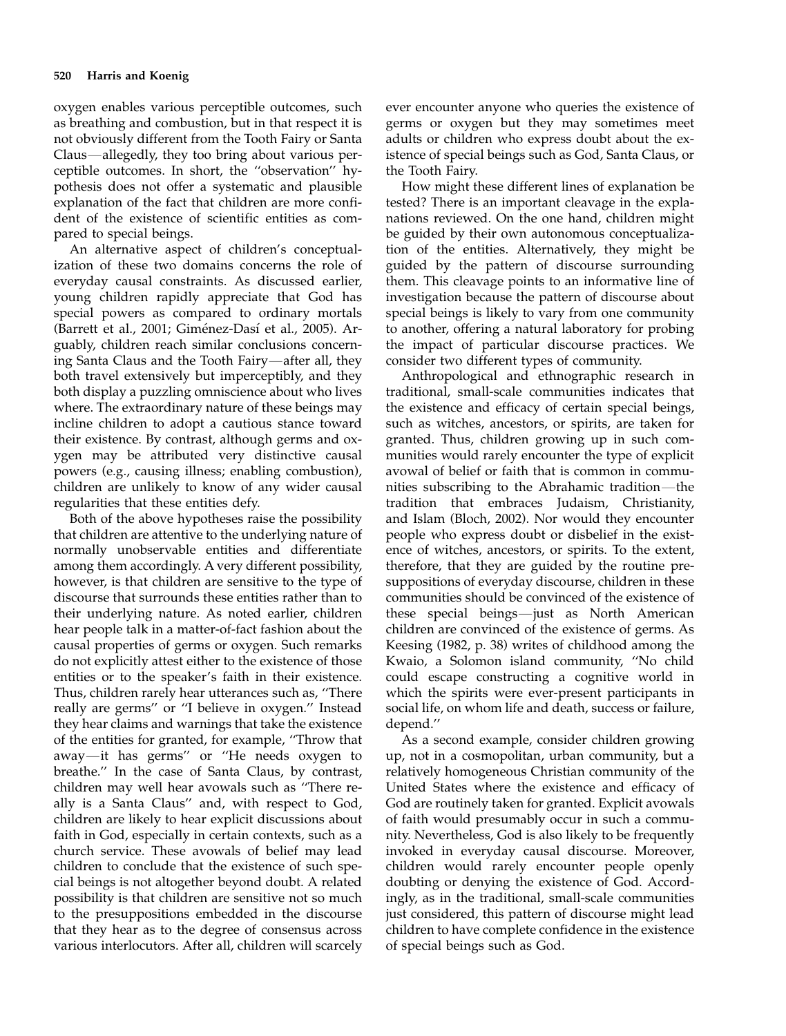oxygen enables various perceptible outcomes, such as breathing and combustion, but in that respect it is not obviously different from the Tooth Fairy or Santa Claus—allegedly, they too bring about various perceptible outcomes. In short, the "observation" hypothesis does not offer a systematic and plausible explanation of the fact that children are more confident of the existence of scientific entities as compared to special beings.

An alternative aspect of children's conceptualization of these two domains concerns the role of everyday causal constraints. As discussed earlier, young children rapidly appreciate that God has special powers as compared to ordinary mortals (Barrett et al., 2001; Giménez-Dasí et al., 2005). Arguably, children reach similar conclusions concerning Santa Claus and the Tooth Fairy—after all, they both travel extensively but imperceptibly, and they both display a puzzling omniscience about who lives where. The extraordinary nature of these beings may incline children to adopt a cautious stance toward their existence. By contrast, although germs and oxygen may be attributed very distinctive causal powers (e.g., causing illness; enabling combustion), children are unlikely to know of any wider causal regularities that these entities defy.

Both of the above hypotheses raise the possibility that children are attentive to the underlying nature of normally unobservable entities and differentiate among them accordingly. A very different possibility, however, is that children are sensitive to the type of discourse that surrounds these entities rather than to their underlying nature. As noted earlier, children hear people talk in a matter-of-fact fashion about the causal properties of germs or oxygen. Such remarks do not explicitly attest either to the existence of those entities or to the speaker's faith in their existence. Thus, children rarely hear utterances such as, "There really are germs" or "I believe in oxygen." Instead they hear claims and warnings that take the existence of the entities for granted, for example, "Throw that away—it has germs" or "He needs oxygen to breathe." In the case of Santa Claus, by contrast, children may well hear avowals such as "There really is a Santa Claus" and, with respect to God, children are likely to hear explicit discussions about faith in God, especially in certain contexts, such as a church service. These avowals of belief may lead children to conclude that the existence of such special beings is not altogether beyond doubt. A related possibility is that children are sensitive not so much to the presuppositions embedded in the discourse that they hear as to the degree of consensus across various interlocutors. After all, children will scarcely ever encounter anyone who queries the existence of germs or oxygen but they may sometimes meet adults or children who express doubt about the existence of special beings such as God, Santa Claus, or the Tooth Fairy.

How might these different lines of explanation be tested? There is an important cleavage in the explanations reviewed. On the one hand, children might be guided by their own autonomous conceptualization of the entities. Alternatively, they might be guided by the pattern of discourse surrounding them. This cleavage points to an informative line of investigation because the pattern of discourse about special beings is likely to vary from one community to another, offering a natural laboratory for probing the impact of particular discourse practices. We consider two different types of community.

Anthropological and ethnographic research in traditional, small-scale communities indicates that the existence and efficacy of certain special beings, such as witches, ancestors, or spirits, are taken for granted. Thus, children growing up in such communities would rarely encounter the type of explicit avowal of belief or faith that is common in communities subscribing to the Abrahamic tradition—the tradition that embraces Judaism, Christianity, and Islam (Bloch, 2002). Nor would they encounter people who express doubt or disbelief in the existence of witches, ancestors, or spirits. To the extent, therefore, that they are guided by the routine presuppositions of everyday discourse, children in these communities should be convinced of the existence of these special beings—just as North American children are convinced of the existence of germs. As Keesing (1982, p. 38) writes of childhood among the Kwaio, a Solomon island community, "No child could escape constructing a cognitive world in which the spirits were ever-present participants in social life, on whom life and death, success or failure, depend."

As a second example, consider children growing up, not in a cosmopolitan, urban community, but a relatively homogeneous Christian community of the United States where the existence and efficacy of God are routinely taken for granted. Explicit avowals of faith would presumably occur in such a community. Nevertheless, God is also likely to be frequently invoked in everyday causal discourse. Moreover, children would rarely encounter people openly doubting or denying the existence of God. Accordingly, as in the traditional, small-scale communities just considered, this pattern of discourse might lead children to have complete confidence in the existence of special beings such as God.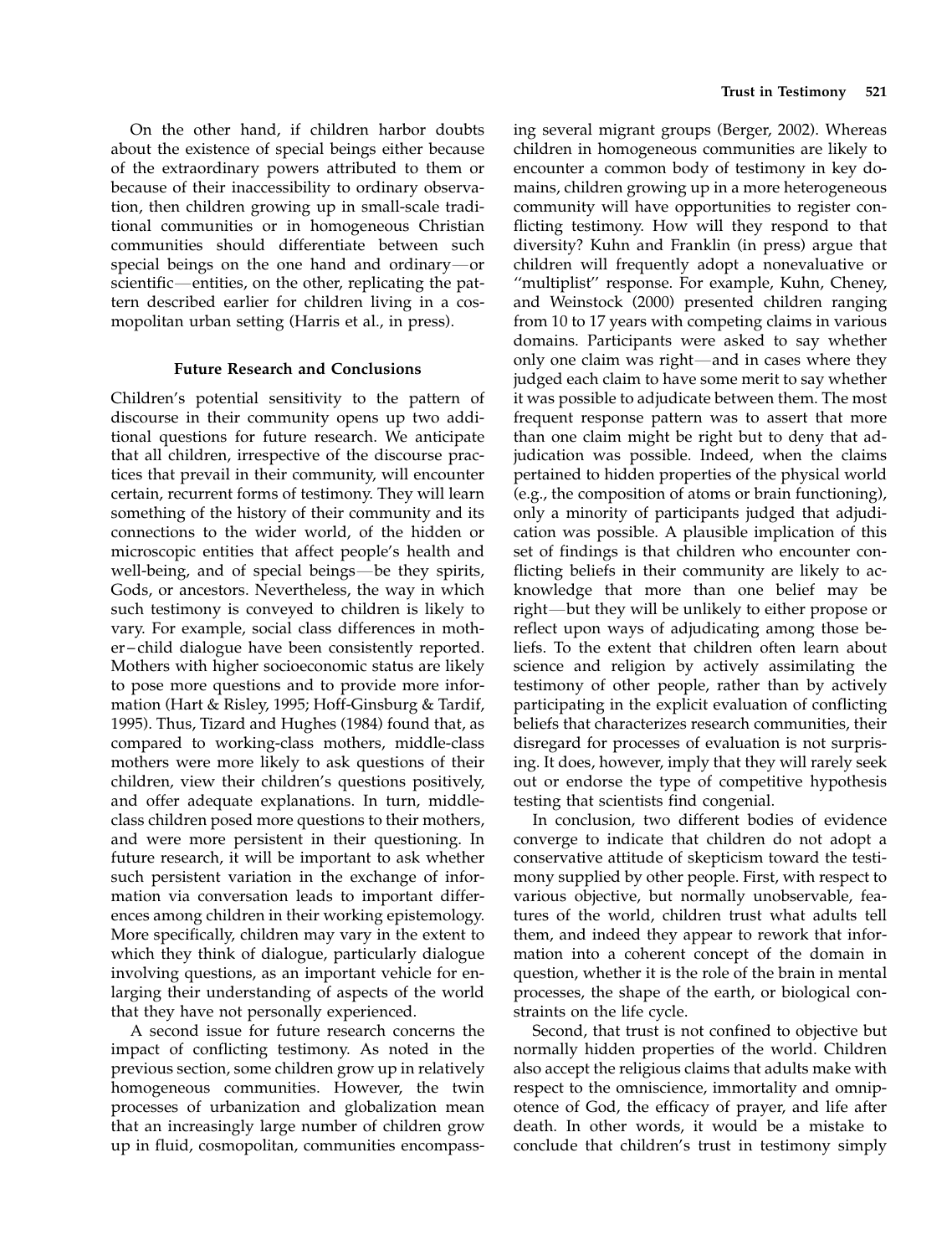On the other hand, if children harbor doubts about the existence of special beings either because of the extraordinary powers attributed to them or because of their inaccessibility to ordinary observation, then children growing up in small-scale traditional communities or in homogeneous Christian communities should differentiate between such special beings on the one hand and ordinary—or scientific—entities, on the other, replicating the pattern described earlier for children living in a cosmopolitan urban setting (Harris et al., in press).

## Future Research and Conclusions

Children's potential sensitivity to the pattern of discourse in their community opens up two additional questions for future research. We anticipate that all children, irrespective of the discourse practices that prevail in their community, will encounter certain, recurrent forms of testimony. They will learn something of the history of their community and its connections to the wider world, of the hidden or microscopic entities that affect people's health and well-being, and of special beings—be they spirits, Gods, or ancestors. Nevertheless, the way in which such testimony is conveyed to children is likely to vary. For example, social class differences in mother–child dialogue have been consistently reported. Mothers with higher socioeconomic status are likely to pose more questions and to provide more information (Hart & Risley, 1995; Hoff-Ginsburg & Tardif, 1995). Thus, Tizard and Hughes (1984) found that, as compared to working-class mothers, middle-class mothers were more likely to ask questions of their children, view their children's questions positively, and offer adequate explanations. In turn, middle-class children posed more questions to their mothers, and were more persistent in their questioning. In future research, it will be important to ask whether such persistent variation in the exchange of information via conversation leads to important differences among children in their working epistemology. More specifically, children may vary in the extent to which they think of dialogue, particularly dialogue involving questions, as an important vehicle for enlarging their understanding of aspects of the world that they have not personally experienced.

A second issue for future research concerns the impact of conflicting testimony. As noted in the previous section, some children grow up in relatively homogeneous communities. However, the twin processes of urbanization and globalization mean that an increasingly large number of children grow up in fluid, cosmopolitan, communities encompassing several migrant groups (Berger, 2002). Whereas children in homogeneous communities are likely to encounter a common body of testimony in key domains, children growing up in a more heterogeneous community will have opportunities to register conflicting testimony. How will they respond to that diversity? Kuhn and Franklin (in press) argue that children will frequently adopt a nonevaluative or "multiplist" response. For example, Kuhn, Cheney, and Weinstock (2000) presented children ranging from 10 to 17 years with competing claims in various domains. Participants were asked to say whether only one claim was right—and in cases where they judged each claim to have some merit to say whether it was possible to adjudicate between them. The most frequent response pattern was to assert that more than one claim might be right but to deny that adjudication was possible. Indeed, when the claims pertained to hidden properties of the physical world (e.g., the composition of atoms or brain functioning), only a minority of participants judged that adjudication was possible. A plausible implication of this set of findings is that children who encounter conflicting beliefs in their community are likely to acknowledge that more than one belief may be right—but they will be unlikely to either propose or reflect upon ways of adjudicating among those beliefs. To the extent that children often learn about science and religion by actively assimilating the testimony of other people, rather than by actively participating in the explicit evaluation of conflicting beliefs that characterizes research communities, their disregard for processes of evaluation is not surprising. It does, however, imply that they will rarely seek out or endorse the type of competitive hypothesis testing that scientists find congenial.

In conclusion, two different bodies of evidence converge to indicate that children do not adopt a conservative attitude of skepticism toward the testimony supplied by other people. First, with respect to various objective, but normally unobservable, features of the world, children trust what adults tell them, and indeed they appear to rework that information into a coherent concept of the domain in question, whether it is the role of the brain in mental processes, the shape of the earth, or biological constraints on the life cycle.

Second, that trust is not confined to objective but normally hidden properties of the world. Children also accept the religious claims that adults make with respect to the omniscience, immortality and omnipotence of God, the efficacy of prayer, and life after death. In other words, it would be a mistake to conclude that children's trust in testimony simply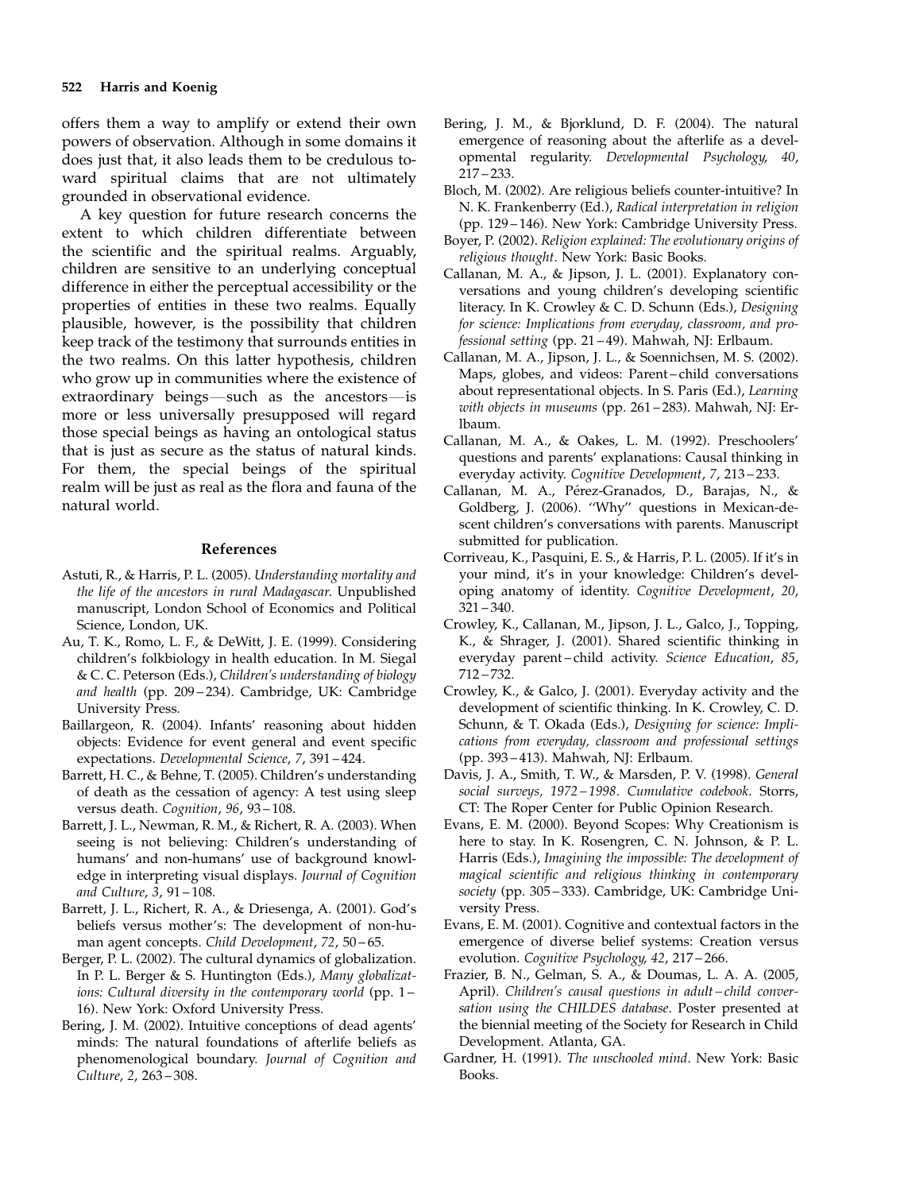offers them a way to amplify or extend their own powers of observation. Although in some domains it does just that, it also leads them to be credulous toward spiritual claims that are not ultimately grounded in observational evidence.

A key question for future research concerns the extent to which children differentiate between the scientific and the spiritual realms. Arguably, children are sensitive to an underlying conceptual difference in either the perceptual accessibility or the properties of entities in these two realms. Equally plausible, however, is the possibility that children keep track of the testimony that surrounds entities in the two realms. On this latter hypothesis, children who grow up in communities where the existence of extraordinary beings—such as the ancestors—is more or less universally presupposed will regard those special beings as having an ontological status that is just as secure as the status of natural kinds. For them, the special beings of the spiritual realm will be just as real as the flora and fauna of the natural world.

## References

Astuti, R., & Harris, P. L. (2005). *Understanding mortality and the life of the ancestors in rural Madagascar*. Unpublished manuscript, London School of Economics and Political Science, London, UK.

Au, T. K., Romo, L. F., & DeWitt, J. E. (1999). Considering children's folkbiology in health education. In M. Siegal & C. C. Peterson (Eds.), *Children's understanding of biology and health* (pp. 209–234). Cambridge, UK: Cambridge University Press.

Baillargeon, R. (2004). Infants' reasoning about hidden objects: Evidence for event general and event specific expectations. *Developmental Science*, *7*, 391–424.

Barrett, H. C., & Behne, T. (2005). Children's understanding of death as the cessation of agency: A test using sleep versus death. *Cognition*, *96*, 93–108.

Barrett, J. L., Newman, R. M., & Richert, R. A. (2003). When seeing is not believing: Children's understanding of humans' and non-humans' use of background knowledge in interpreting visual displays. *Journal of Cognition and Culture*, *3*, 91–108.

Barrett, J. L., Richert, R. A., & Driesenga, A. (2001). God's beliefs versus mother's: The development of non-human agent concepts. *Child Development*, *72*, 50–65.

Berger, P. L. (2002). The cultural dynamics of globalization. In P. L. Berger & S. Huntington (Eds.), *Many globalizations: Cultural diversity in the contemporary world* (pp. 1–16). New York: Oxford University Press.

Bering, J. M. (2002). Intuitive conceptions of dead agents' minds: The natural foundations of afterlife beliefs as phenomenological boundary. *Journal of Cognition and Culture*, *2*, 263–308.

Bering, J. M., & Bjorklund, D. F. (2004). The natural emergence of reasoning about the afterlife as a developmental regularity. *Developmental Psychology*, *40*, 217–233.

Bloch, M. (2002). Are religious beliefs counter-intuitive? In N. K. Frankenberry (Ed.), *Radical interpretation in religion* (pp. 129–146). New York: Cambridge University Press.

Boyer, P. (2002). *Religion explained: The evolutionary origins of religious thought*. New York: Basic Books.

Callanan, M. A., & Jipson, J. L. (2001). Explanatory conversations and young children's developing scientific literacy. In K. Crowley & C. D. Schunn (Eds.), *Designing for science: Implications from everyday, classroom, and professional setting* (pp. 21–49). Mahwah, NJ: Erlbaum.

Callanan, M. A., Jipson, J. L., & Soennichsen, M. S. (2002). Maps, globes, and videos: Parent–child conversations about representational objects. In S. Paris (Ed.), *Learning with objects in museums* (pp. 261–283). Mahwah, NJ: Erlbaum.

Callanan, M. A., & Oakes, L. M. (1992). Preschoolers' questions and parents' explanations: Causal thinking in everyday activity. *Cognitive Development*, *7*, 213–233.

Callanan, M. A., Pérez-Granados, D., Barajas, N., & Goldberg, J. (2006). ''Why'' questions in Mexican-descent children's conversations with parents. Manuscript submitted for publication.

Corriveau, K., Pasquini, E. S., & Harris, P. L. (2005). If it's in your mind, it's in your knowledge: Children's developing anatomy of identity. *Cognitive Development*, *20*, 321–340.

Crowley, K., Callanan, M., Jipson, J. L., Galco, J., Topping, K., & Shrager, J. (2001). Shared scientific thinking in everyday parent–child activity. *Science Education*, *85*, 712–732.

Crowley, K., & Galco, J. (2001). Everyday activity and the development of scientific thinking. In K. Crowley, C. D. Schunn, & T. Okada (Eds.), *Designing for science: Implications from everyday, classroom and professional settings* (pp. 393–413). Mahwah, NJ: Erlbaum.

Davis, J. A., Smith, T. W., & Marsden, P. V. (1998). *General social surveys, 1972–1998. Cumulative codebook*. Storrs, CT: The Roper Center for Public Opinion Research.

Evans, E. M. (2000). Beyond Scopes: Why Creationism is here to stay. In K. Rosengren, C. N. Johnson, & P. L. Harris (Eds.), *Imagining the impossible: The development of magical scientific and religious thinking in contemporary society* (pp. 305–333). Cambridge, UK: Cambridge University Press.

Evans, E. M. (2001). Cognitive and contextual factors in the emergence of diverse belief systems: Creation versus evolution. *Cognitive Psychology*, *42*, 217–266.

Frazier, B. N., Gelman, S. A., & Doumas, L. A. A. (2005, April). *Children's causal questions in adult–child conversation using the CHILDES database*. Poster presented at the biennial meeting of the Society for Research in Child Development. Atlanta, GA.

Gardner, H. (1991). *The unschooled mind*. New York: Basic Books.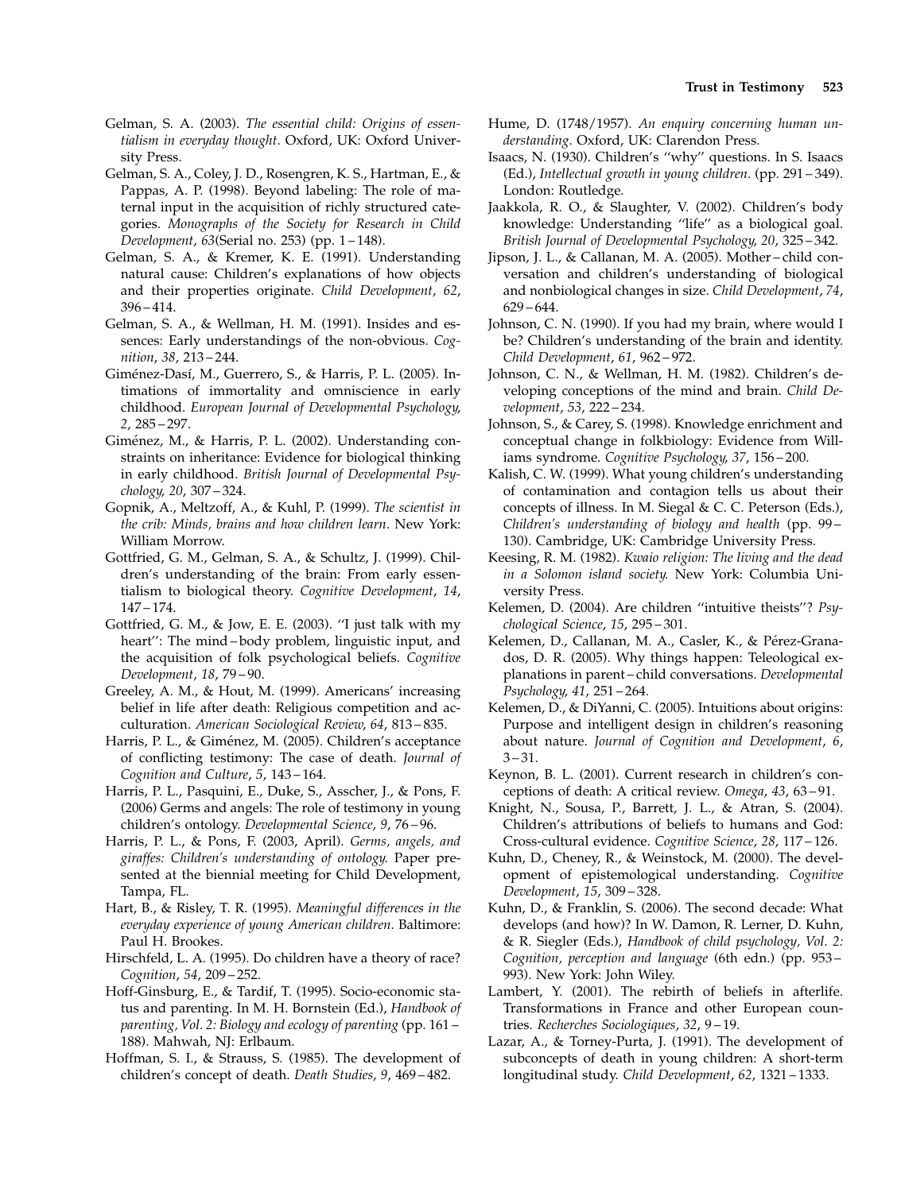Gelman, S. A. (2003). *The essential child: Origins of essentialism in everyday thought*. Oxford, UK: Oxford University Press.

Gelman, S. A., Coley, J. D., Rosengren, K. S., Hartman, E., & Pappas, A. P. (1998). Beyond labeling: The role of maternal input in the acquisition of richly structured categories. *Monographs of the Society for Research in Child Development*, *63*(Serial no. 253) (pp. 1–148).

Gelman, S. A., & Kremer, K. E. (1991). Understanding natural cause: Children's explanations of how objects and their properties originate. *Child Development*, *62*, 396–414.

Gelman, S. A., & Wellman, H. M. (1991). Insides and essences: Early understandings of the non-obvious. *Cognition*, *38*, 213–244.

Giménez-Dasí, M., Guerrero, S., & Harris, P. L. (2005). Intimations of immortality and omniscience in early childhood. *European Journal of Developmental Psychology*, *2*, 285–297.

Giménez, M., & Harris, P. L. (2002). Understanding constraints on inheritance: Evidence for biological thinking in early childhood. *British Journal of Developmental Psychology*, *20*, 307–324.

Gopnik, A., Meltzoff, A., & Kuhl, P. (1999). *The scientist in the crib: Minds, brains and how children learn*. New York: William Morrow.

Gottfried, G. M., Gelman, S. A., & Schultz, J. (1999). Children's understanding of the brain: From early essentialism to biological theory. *Cognitive Development*, *14*, 147–174.

Gottfried, G. M., & Jow, E. E. (2003). ''I just talk with my heart'': The mind–body problem, linguistic input, and the acquisition of folk psychological beliefs. *Cognitive Development*, *18*, 79–90.

Greeley, A. M., & Hout, M. (1999). Americans' increasing belief in life after death: Religious competition and acculturation. *American Sociological Review*, *64*, 813–835.

Harris, P. L., & Giménez, M. (2005). Children's acceptance of conflicting testimony: The case of death. *Journal of Cognition and Culture*, *5*, 143–164.

Harris, P. L., Pasquini, E., Duke, S., Asscher, J., & Pons, F. (2006) Germs and angels: The role of testimony in young children's ontology. *Developmental Science*, *9*, 76–96.

Harris, P. L., & Pons, F. (2003, April). *Germs, angels, and giraffes: Children's understanding of ontology*. Paper presented at the biennial meeting for Child Development, Tampa, FL.

Hart, B., & Risley, T. R. (1995). *Meaningful differences in the everyday experience of young American children*. Baltimore: Paul H. Brookes.

Hirschfeld, L. A. (1995). Do children have a theory of race? *Cognition*, *54*, 209–252.

Hoff-Ginsburg, E., & Tardif, T. (1995). Socio-economic status and parenting. In M. H. Bornstein (Ed.), *Handbook of parenting, Vol. 2: Biology and ecology of parenting* (pp. 161–188). Mahwah, NJ: Erlbaum.

Hoffman, S. I., & Strauss, S. (1985). The development of children's concept of death. *Death Studies*, *9*, 469–482.

Hume, D. (1748/1957). *An enquiry concerning human understanding*. Oxford, UK: Clarendon Press.

Isaacs, N. (1930). Children's ''why'' questions. In S. Isaacs (Ed.), *Intellectual growth in young children*. (pp. 291–349). London: Routledge.

Jaakkola, R. O., & Slaughter, V. (2002). Children's body knowledge: Understanding ''life'' as a biological goal. *British Journal of Developmental Psychology*, *20*, 325–342.

Jipson, J. L., & Callanan, M. A. (2005). Mother–child conversation and children's understanding of biological and nonbiological changes in size. *Child Development*, *74*, 629–644.

Johnson, C. N. (1990). If you had my brain, where would I be? Children's understanding of the brain and identity. *Child Development*, *61*, 962–972.

Johnson, C. N., & Wellman, H. M. (1982). Children's developing conceptions of the mind and brain. *Child Development*, *53*, 222–234.

Johnson, S., & Carey, S. (1998). Knowledge enrichment and conceptual change in folkbiology: Evidence from Williams syndrome. *Cognitive Psychology*, *37*, 156–200.

Kalish, C. W. (1999). What young children's understanding of contamination and contagion tells us about their concepts of illness. In M. Siegal & C. C. Peterson (Eds.), *Children's understanding of biology and health* (pp. 99–130). Cambridge, UK: Cambridge University Press.

Keesing, R. M. (1982). *Kwaio religion: The living and the dead in a Solomon island society*. New York: Columbia University Press.

Kelemen, D. (2004). Are children ''intuitive theists''? *Psychological Science*, *15*, 295–301.

Kelemen, D., Callanan, M. A., Casler, K., & Pérez-Granados, D. R. (2005). Why things happen: Teleological explanations in parent–child conversations. *Developmental Psychology*, *41*, 251–264.

Kelemen, D., & DiYanni, C. (2005). Intuitions about origins: Purpose and intelligent design in children's reasoning about nature. *Journal of Cognition and Development*, *6*, 3–31.

Keynon, B. L. (2001). Current research in children's conceptions of death: A critical review. *Omega*, *43*, 63–91.

Knight, N., Sousa, P., Barrett, J. L., & Atran, S. (2004). Children's attributions of beliefs to humans and God: Cross-cultural evidence. *Cognitive Science*, *28*, 117–126.

Kuhn, D., Cheney, R., & Weinstock, M. (2000). The development of epistemological understanding. *Cognitive Development*, *15*, 309–328.

Kuhn, D., & Franklin, S. (2006). The second decade: What develops (and how)? In W. Damon, R. Lerner, D. Kuhn, & R. Siegler (Eds.), *Handbook of child psychology, Vol. 2: Cognition, perception and language* (6th edn.) (pp. 953–993). New York: John Wiley.

Lambert, Y. (2001). The rebirth of beliefs in afterlife. Transformations in France and other European countries. *Recherches Sociologiques*, *32*, 9–19.

Lazar, A., & Torney-Purta, J. (1991). The development of subconcepts of death in young children: A short-term longitudinal study. *Child Development*, *62*, 1321–1333.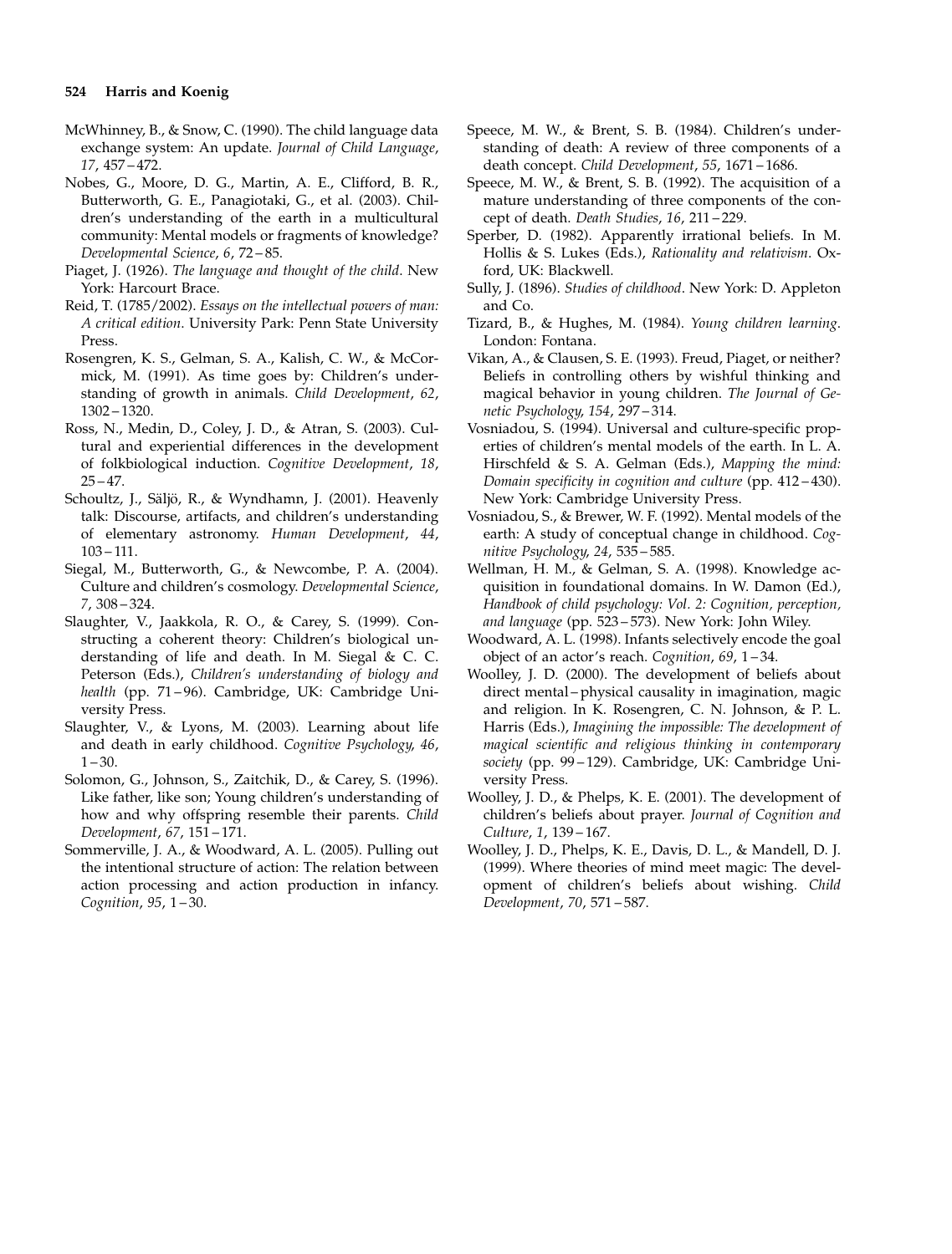McWhinney, B., & Snow, C. (1990). The child language data exchange system: An update. *Journal of Child Language*, *17*, 457 – 472.

Nobes, G., Moore, D. G., Martin, A. E., Clifford, B. R., Butterworth, G. E., Panagiotaki, G., et al. (2003). Children's understanding of the earth in a multicultural community: Mental models or fragments of knowledge? *Developmental Science*, *6*, 72 – 85.

Piaget, J. (1926). *The language and thought of the child*. New York: Harcourt Brace.

Reid, T. (1785/2002). *Essays on the intellectual powers of man: A critical edition*. University Park: Penn State University Press.

Rosengren, K. S., Gelman, S. A., Kalish, C. W., & McCormick, M. (1991). As time goes by: Children's understanding of growth in animals. *Child Development*, *62*, 1302 – 1320.

Ross, N., Medin, D., Coley, J. D., & Atran, S. (2003). Cultural and experiential differences in the development of folkbiological induction. *Cognitive Development*, *18*, 25 – 47.

Schoultz, J., Säljö, R., & Wyndhamn, J. (2001). Heavenly talk: Discourse, artifacts, and children's understanding of elementary astronomy. *Human Development*, *44*, 103 – 111.

Siegal, M., Butterworth, G., & Newcombe, P. A. (2004). Culture and children's cosmology. *Developmental Science*, *7*, 308 – 324.

Slaughter, V., Jaakkola, R. O., & Carey, S. (1999). Constructing a coherent theory: Children's biological understanding of life and death. In M. Siegal & C. C. Peterson (Eds.), *Children's understanding of biology and health* (pp. 71 – 96). Cambridge, UK: Cambridge University Press.

Slaughter, V., & Lyons, M. (2003). Learning about life and death in early childhood. *Cognitive Psychology*, *46*, 1 – 30.

Solomon, G., Johnson, S., Zaitchik, D., & Carey, S. (1996). Like father, like son; Young children's understanding of how and why offspring resemble their parents. *Child Development*, *67*, 151 – 171.

Sommerville, J. A., & Woodward, A. L. (2005). Pulling out the intentional structure of action: The relation between action processing and action production in infancy. *Cognition*, *95*, 1 – 30.

Speece, M. W., & Brent, S. B. (1984). Children's understanding of death: A review of three components of a death concept. *Child Development*, *55*, 1671 – 1686.

Speece, M. W., & Brent, S. B. (1992). The acquisition of a mature understanding of three components of the concept of death. *Death Studies*, *16*, 211 – 229.

Sperber, D. (1982). Apparently irrational beliefs. In M. Hollis & S. Lukes (Eds.), *Rationality and relativism*. Oxford, UK: Blackwell.

Sully, J. (1896). *Studies of childhood*. New York: D. Appleton and Co.

Tizard, B., & Hughes, M. (1984). *Young children learning*. London: Fontana.

Vikan, A., & Clausen, S. E. (1993). Freud, Piaget, or neither? Beliefs in controlling others by wishful thinking and magical behavior in young children. *The Journal of Genetic Psychology*, *154*, 297 – 314.

Vosniadou, S. (1994). Universal and culture-specific properties of children's mental models of the earth. In L. A. Hirschfeld & S. A. Gelman (Eds.), *Mapping the mind: Domain specificity in cognition and culture* (pp. 412 – 430). New York: Cambridge University Press.

Vosniadou, S., & Brewer, W. F. (1992). Mental models of the earth: A study of conceptual change in childhood. *Cognitive Psychology*, *24*, 535 – 585.

Wellman, H. M., & Gelman, S. A. (1998). Knowledge acquisition in foundational domains. In W. Damon (Ed.), *Handbook of child psychology: Vol. 2: Cognition, perception, and language* (pp. 523 – 573). New York: John Wiley.

Woodward, A. L. (1998). Infants selectively encode the goal object of an actor's reach. *Cognition*, *69*, 1 – 34.

Woolley, J. D. (2000). The development of beliefs about direct mental – physical causality in imagination, magic and religion. In K. Rosengren, C. N. Johnson, & P. L. Harris (Eds.), *Imagining the impossible: The development of magical scientific and religious thinking in contemporary society* (pp. 99 – 129). Cambridge, UK: Cambridge University Press.

Woolley, J. D., & Phelps, K. E. (2001). The development of children's beliefs about prayer. *Journal of Cognition and Culture*, *1*, 139 – 167.

Woolley, J. D., Phelps, K. E., Davis, D. L., & Mandell, D. J. (1999). Where theories of mind meet magic: The development of children's beliefs about wishing. *Child Development*, *70*, 571 – 587.